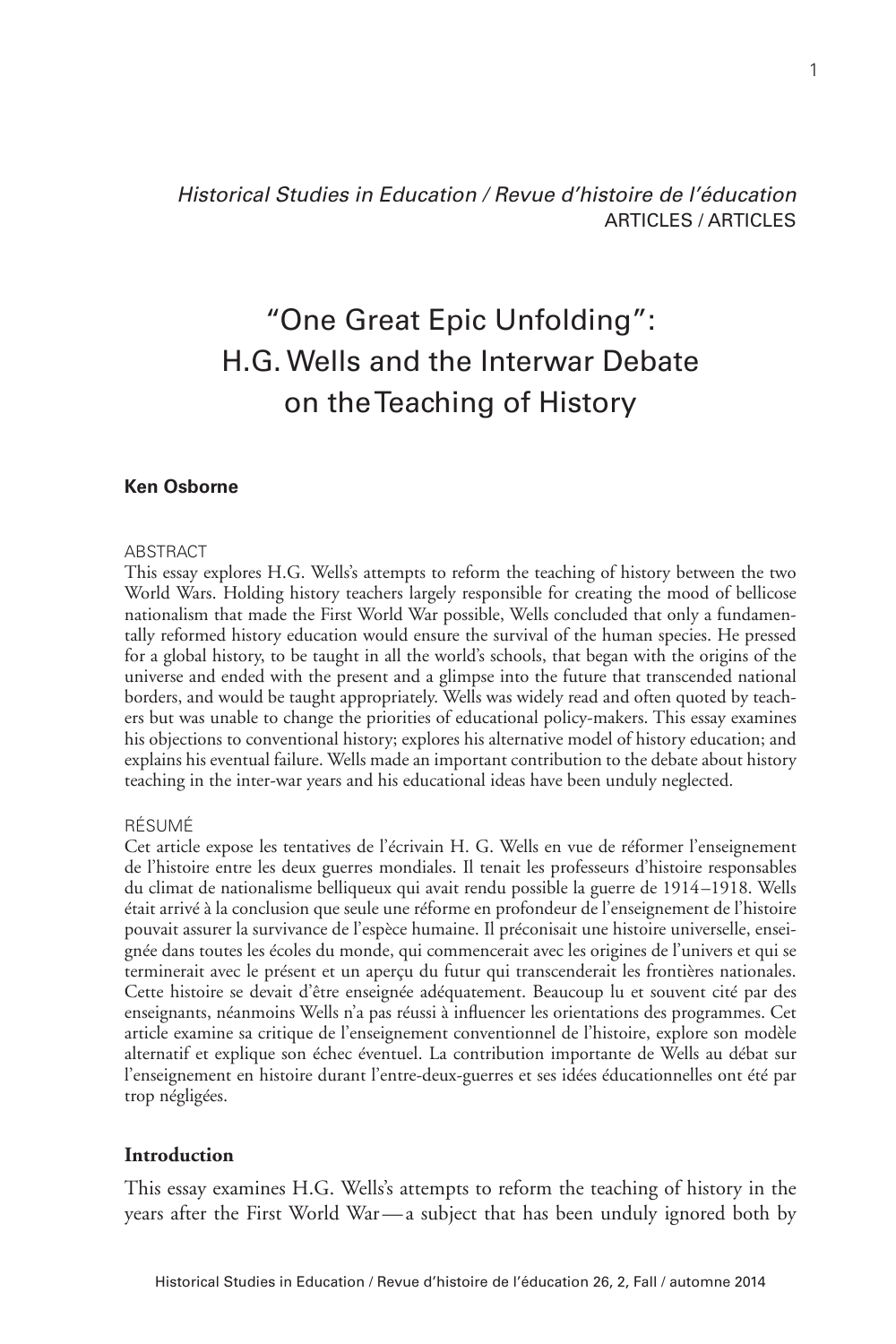*Historical Studies in Education / Revue d'histoire de l'éducation*
ARTICLES / ARTICLES

# "One Great Epic Unfolding": H.G. Wells and the Interwar Debate on the Teaching of History

**Ken Osborne**

ABSTRACT

This essay explores H.G. Wells's attempts to reform the teaching of history between the two World Wars. Holding history teachers largely responsible for creating the mood of bellicose nationalism that made the First World War possible, Wells concluded that only a fundamentally reformed history education would ensure the survival of the human species. He pressed for a global history, to be taught in all the world's schools, that began with the origins of the universe and ended with the present and a glimpse into the future that transcended national borders, and would be taught appropriately. Wells was widely read and often quoted by teachers but was unable to change the priorities of educational policy-makers. This essay examines his objections to conventional history; explores his alternative model of history education; and explains his eventual failure. Wells made an important contribution to the debate about history teaching in the inter-war years and his educational ideas have been unduly neglected.

RÉSUMÉ

Cet article expose les tentatives de l'écrivain H. G. Wells en vue de réformer l'enseignement de l'histoire entre les deux guerres mondiales. Il tenait les professeurs d'histoire responsables du climat de nationalisme belliqueux qui avait rendu possible la guerre de 1914–1918. Wells était arrivé à la conclusion que seule une réforme en profondeur de l'enseignement de l'histoire pouvait assurer la survivance de l'espèce humaine. Il préconisait une histoire universelle, enseignée dans toutes les écoles du monde, qui commencerait avec les origines de l'univers et qui se terminerait avec le présent et un aperçu du futur qui transcenderait les frontières nationales. Cette histoire se devait d'être enseignée adéquatement. Beaucoup lu et souvent cité par des enseignants, néanmoins Wells n'a pas réussi à influencer les orientations des programmes. Cet article examine sa critique de l'enseignement conventionnel de l'histoire, explore son modèle alternatif et explique son échec éventuel. La contribution importante de Wells au débat sur l'enseignement en histoire durant l'entre-deux-guerres et ses idées éducationnelles ont été par trop négligées.

## Introduction

This essay examines H.G. Wells's attempts to reform the teaching of history in the years after the First World War — a subject that has been unduly ignored both by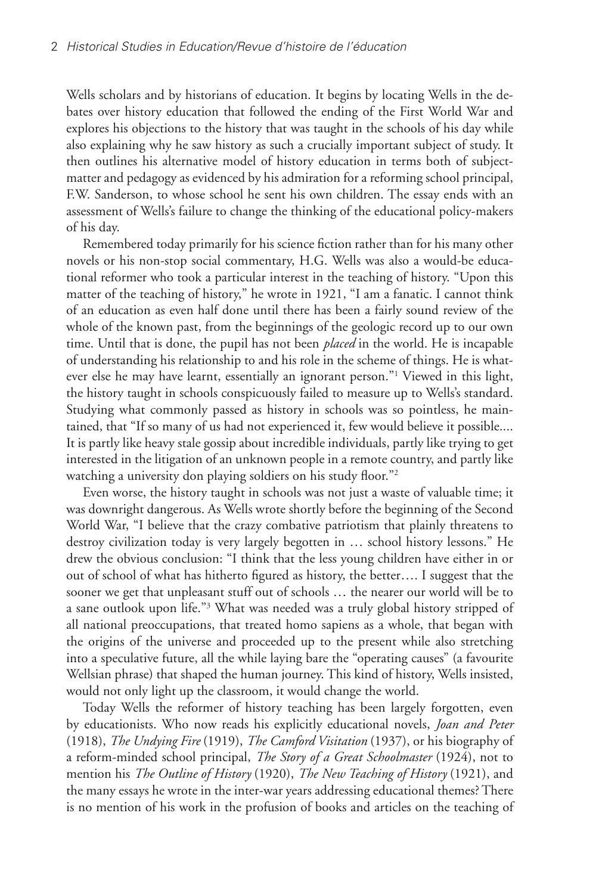Wells scholars and by historians of education. It begins by locating Wells in the debates over history education that followed the ending of the First World War and explores his objections to the history that was taught in the schools of his day while also explaining why he saw history as such a crucially important subject of study. It then outlines his alternative model of history education in terms both of subject-matter and pedagogy as evidenced by his admiration for a reforming school principal, F.W. Sanderson, to whose school he sent his own children. The essay ends with an assessment of Wells's failure to change the thinking of the educational policy-makers of his day.

Remembered today primarily for his science fiction rather than for his many other novels or his non-stop social commentary, H.G. Wells was also a would-be educational reformer who took a particular interest in the teaching of history. "Upon this matter of the teaching of history," he wrote in 1921, "I am a fanatic. I cannot think of an education as even half done until there has been a fairly sound review of the whole of the known past, from the beginnings of the geologic record up to our own time. Until that is done, the pupil has not been *placed* in the world. He is incapable of understanding his relationship to and his role in the scheme of things. He is whatever else he may have learnt, essentially an ignorant person."[1] Viewed in this light, the history taught in schools conspicuously failed to measure up to Wells's standard. Studying what commonly passed as history in schools was so pointless, he maintained, that "If so many of us had not experienced it, few would believe it possible.... It is partly like heavy stale gossip about incredible individuals, partly like trying to get interested in the litigation of an unknown people in a remote country, and partly like watching a university don playing soldiers on his study floor."[2]

Even worse, the history taught in schools was not just a waste of valuable time; it was downright dangerous. As Wells wrote shortly before the beginning of the Second World War, "I believe that the crazy combative patriotism that plainly threatens to destroy civilization today is very largely begotten in … school history lessons." He drew the obvious conclusion: "I think that the less young children have either in or out of school of what has hitherto figured as history, the better…. I suggest that the sooner we get that unpleasant stuff out of schools … the nearer our world will be to a sane outlook upon life."[3] What was needed was a truly global history stripped of all national preoccupations, that treated homo sapiens as a whole, that began with the origins of the universe and proceeded up to the present while also stretching into a speculative future, all the while laying bare the "operating causes" (a favourite Wellsian phrase) that shaped the human journey. This kind of history, Wells insisted, would not only light up the classroom, it would change the world.

Today Wells the reformer of history teaching has been largely forgotten, even by educationists. Who now reads his explicitly educational novels, *Joan and Peter* (1918), *The Undying Fire* (1919), *The Camford Visitation* (1937), or his biography of a reform-minded school principal, *The Story of a Great Schoolmaster* (1924), not to mention his *The Outline of History* (1920), *The New Teaching of History* (1921), and the many essays he wrote in the inter-war years addressing educational themes? There is no mention of his work in the profusion of books and articles on the teaching of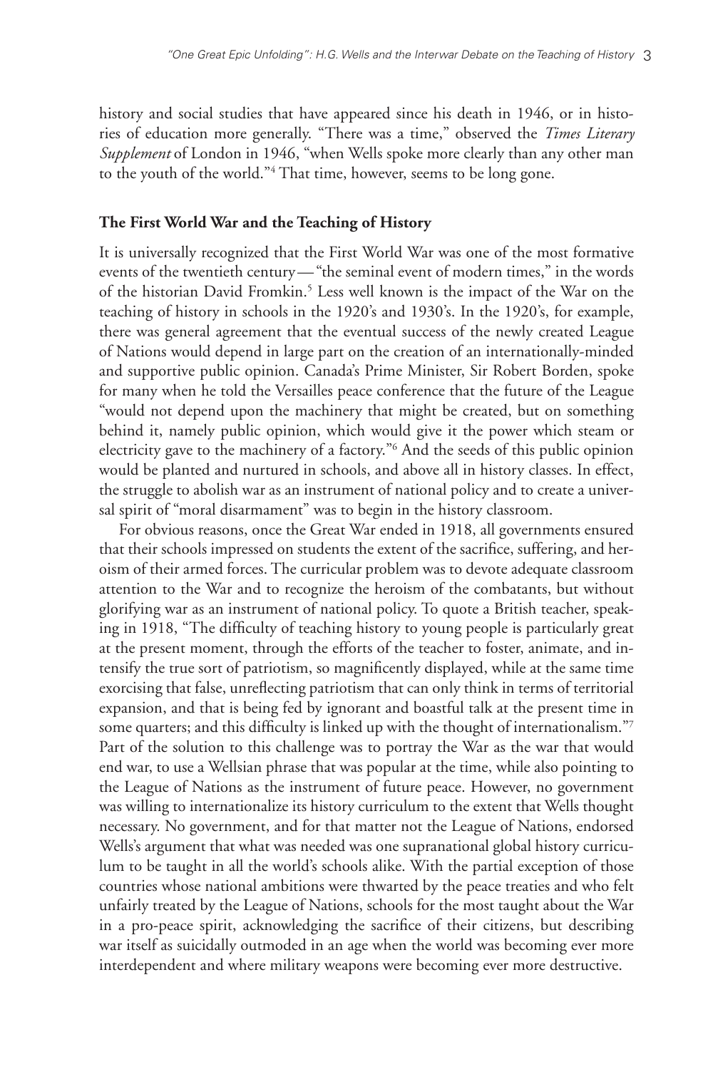history and social studies that have appeared since his death in 1946, or in histories of education more generally. "There was a time," observed the *Times Literary Supplement* of London in 1946, "when Wells spoke more clearly than any other man to the youth of the world."[4] That time, however, seems to be long gone.

### The First World War and the Teaching of History

It is universally recognized that the First World War was one of the most formative events of the twentieth century — "the seminal event of modern times," in the words of the historian David Fromkin.[5] Less well known is the impact of the War on the teaching of history in schools in the 1920's and 1930's. In the 1920's, for example, there was general agreement that the eventual success of the newly created League of Nations would depend in large part on the creation of an internationally-minded and supportive public opinion. Canada's Prime Minister, Sir Robert Borden, spoke for many when he told the Versailles peace conference that the future of the League "would not depend upon the machinery that might be created, but on something behind it, namely public opinion, which would give it the power which steam or electricity gave to the machinery of a factory."[6] And the seeds of this public opinion would be planted and nurtured in schools, and above all in history classes. In effect, the struggle to abolish war as an instrument of national policy and to create a universal spirit of "moral disarmament" was to begin in the history classroom.

For obvious reasons, once the Great War ended in 1918, all governments ensured that their schools impressed on students the extent of the sacrifice, suffering, and heroism of their armed forces. The curricular problem was to devote adequate classroom attention to the War and to recognize the heroism of the combatants, but without glorifying war as an instrument of national policy. To quote a British teacher, speaking in 1918, "The difficulty of teaching history to young people is particularly great at the present moment, through the efforts of the teacher to foster, animate, and intensify the true sort of patriotism, so magnificently displayed, while at the same time exorcising that false, unreflecting patriotism that can only think in terms of territorial expansion, and that is being fed by ignorant and boastful talk at the present time in some quarters; and this difficulty is linked up with the thought of internationalism."[7] Part of the solution to this challenge was to portray the War as the war that would end war, to use a Wellsian phrase that was popular at the time, while also pointing to the League of Nations as the instrument of future peace. However, no government was willing to internationalize its history curriculum to the extent that Wells thought necessary. No government, and for that matter not the League of Nations, endorsed Wells's argument that what was needed was one supranational global history curriculum to be taught in all the world's schools alike. With the partial exception of those countries whose national ambitions were thwarted by the peace treaties and who felt unfairly treated by the League of Nations, schools for the most taught about the War in a pro-peace spirit, acknowledging the sacrifice of their citizens, but describing war itself as suicidally outmoded in an age when the world was becoming ever more interdependent and where military weapons were becoming ever more destructive.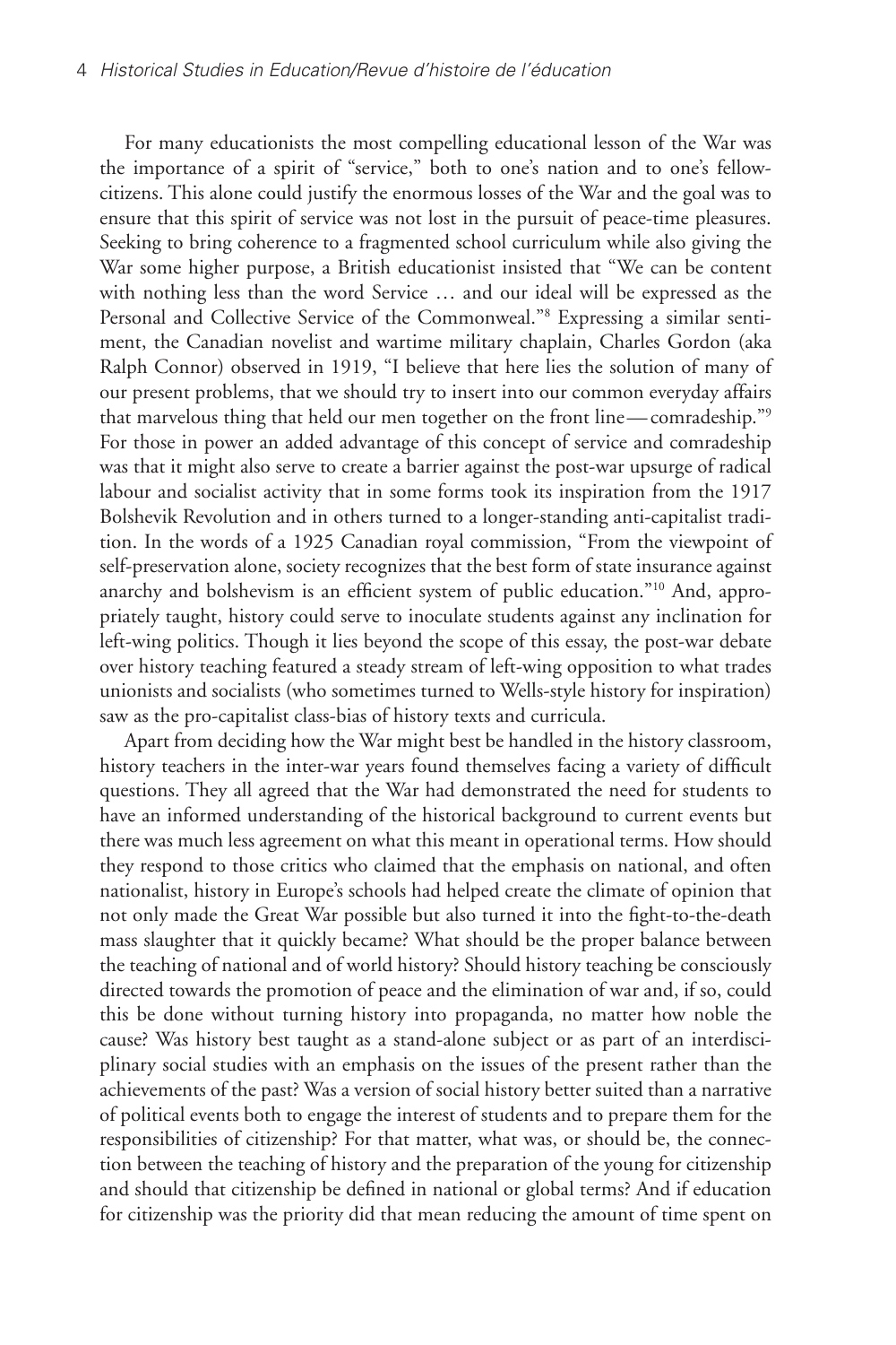For many educationists the most compelling educational lesson of the War was the importance of a spirit of "service," both to one's nation and to one's fellow-citizens. This alone could justify the enormous losses of the War and the goal was to ensure that this spirit of service was not lost in the pursuit of peace-time pleasures. Seeking to bring coherence to a fragmented school curriculum while also giving the War some higher purpose, a British educationist insisted that "We can be content with nothing less than the word Service … and our ideal will be expressed as the Personal and Collective Service of the Commonweal."[8] Expressing a similar sentiment, the Canadian novelist and wartime military chaplain, Charles Gordon (aka Ralph Connor) observed in 1919, "I believe that here lies the solution of many of our present problems, that we should try to insert into our common everyday affairs that marvelous thing that held our men together on the front line — comradeship."[9] For those in power an added advantage of this concept of service and comradeship was that it might also serve to create a barrier against the post-war upsurge of radical labour and socialist activity that in some forms took its inspiration from the 1917 Bolshevik Revolution and in others turned to a longer-standing anti-capitalist tradition. In the words of a 1925 Canadian royal commission, "From the viewpoint of self-preservation alone, society recognizes that the best form of state insurance against anarchy and bolshevism is an efficient system of public education."[10] And, appropriately taught, history could serve to inoculate students against any inclination for left-wing politics. Though it lies beyond the scope of this essay, the post-war debate over history teaching featured a steady stream of left-wing opposition to what trades unionists and socialists (who sometimes turned to Wells-style history for inspiration) saw as the pro-capitalist class-bias of history texts and curricula.

Apart from deciding how the War might best be handled in the history classroom, history teachers in the inter-war years found themselves facing a variety of difficult questions. They all agreed that the War had demonstrated the need for students to have an informed understanding of the historical background to current events but there was much less agreement on what this meant in operational terms. How should they respond to those critics who claimed that the emphasis on national, and often nationalist, history in Europe's schools had helped create the climate of opinion that not only made the Great War possible but also turned it into the fight-to-the-death mass slaughter that it quickly became? What should be the proper balance between the teaching of national and of world history? Should history teaching be consciously directed towards the promotion of peace and the elimination of war and, if so, could this be done without turning history into propaganda, no matter how noble the cause? Was history best taught as a stand-alone subject or as part of an interdisciplinary social studies with an emphasis on the issues of the present rather than the achievements of the past? Was a version of social history better suited than a narrative of political events both to engage the interest of students and to prepare them for the responsibilities of citizenship? For that matter, what was, or should be, the connection between the teaching of history and the preparation of the young for citizenship and should that citizenship be defined in national or global terms? And if education for citizenship was the priority did that mean reducing the amount of time spent on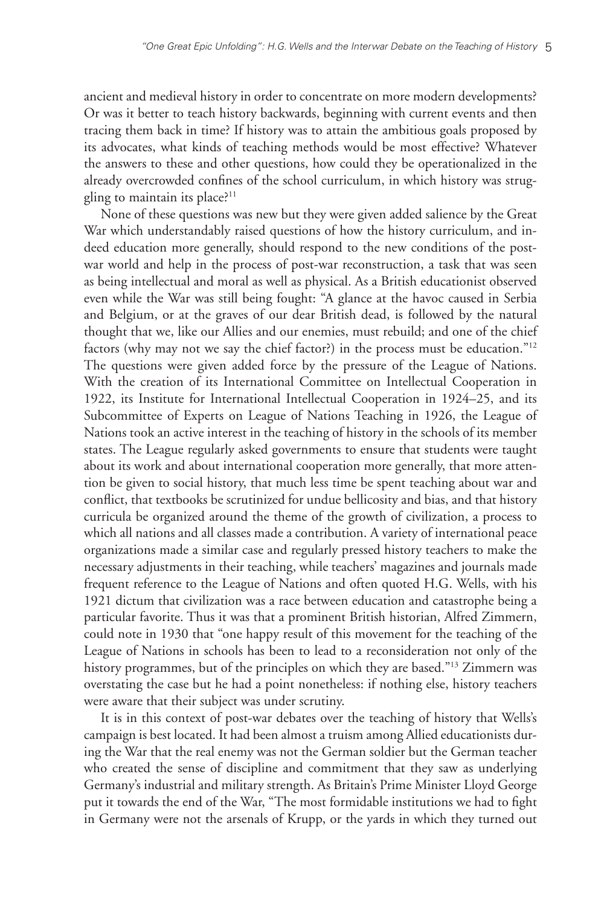ancient and medieval history in order to concentrate on more modern developments? Or was it better to teach history backwards, beginning with current events and then tracing them back in time? If history was to attain the ambitious goals proposed by its advocates, what kinds of teaching methods would be most effective? Whatever the answers to these and other questions, how could they be operationalized in the already overcrowded confines of the school curriculum, in which history was struggling to maintain its place?[11]

None of these questions was new but they were given added salience by the Great War which understandably raised questions of how the history curriculum, and indeed education more generally, should respond to the new conditions of the post-war world and help in the process of post-war reconstruction, a task that was seen as being intellectual and moral as well as physical. As a British educationist observed even while the War was still being fought: "A glance at the havoc caused in Serbia and Belgium, or at the graves of our dear British dead, is followed by the natural thought that we, like our Allies and our enemies, must rebuild; and one of the chief factors (why may not we say the chief factor?) in the process must be education."[12] The questions were given added force by the pressure of the League of Nations. With the creation of its International Committee on Intellectual Cooperation in 1922, its Institute for International Intellectual Cooperation in 1924–25, and its Subcommittee of Experts on League of Nations Teaching in 1926, the League of Nations took an active interest in the teaching of history in the schools of its member states. The League regularly asked governments to ensure that students were taught about its work and about international cooperation more generally, that more attention be given to social history, that much less time be spent teaching about war and conflict, that textbooks be scrutinized for undue bellicosity and bias, and that history curricula be organized around the theme of the growth of civilization, a process to which all nations and all classes made a contribution. A variety of international peace organizations made a similar case and regularly pressed history teachers to make the necessary adjustments in their teaching, while teachers' magazines and journals made frequent reference to the League of Nations and often quoted H.G. Wells, with his 1921 dictum that civilization was a race between education and catastrophe being a particular favorite. Thus it was that a prominent British historian, Alfred Zimmern, could note in 1930 that "one happy result of this movement for the teaching of the League of Nations in schools has been to lead to a reconsideration not only of the history programmes, but of the principles on which they are based."[13] Zimmern was overstating the case but he had a point nonetheless: if nothing else, history teachers were aware that their subject was under scrutiny.

It is in this context of post-war debates over the teaching of history that Wells's campaign is best located. It had been almost a truism among Allied educationists during the War that the real enemy was not the German soldier but the German teacher who created the sense of discipline and commitment that they saw as underlying Germany's industrial and military strength. As Britain's Prime Minister Lloyd George put it towards the end of the War, "The most formidable institutions we had to fight in Germany were not the arsenals of Krupp, or the yards in which they turned out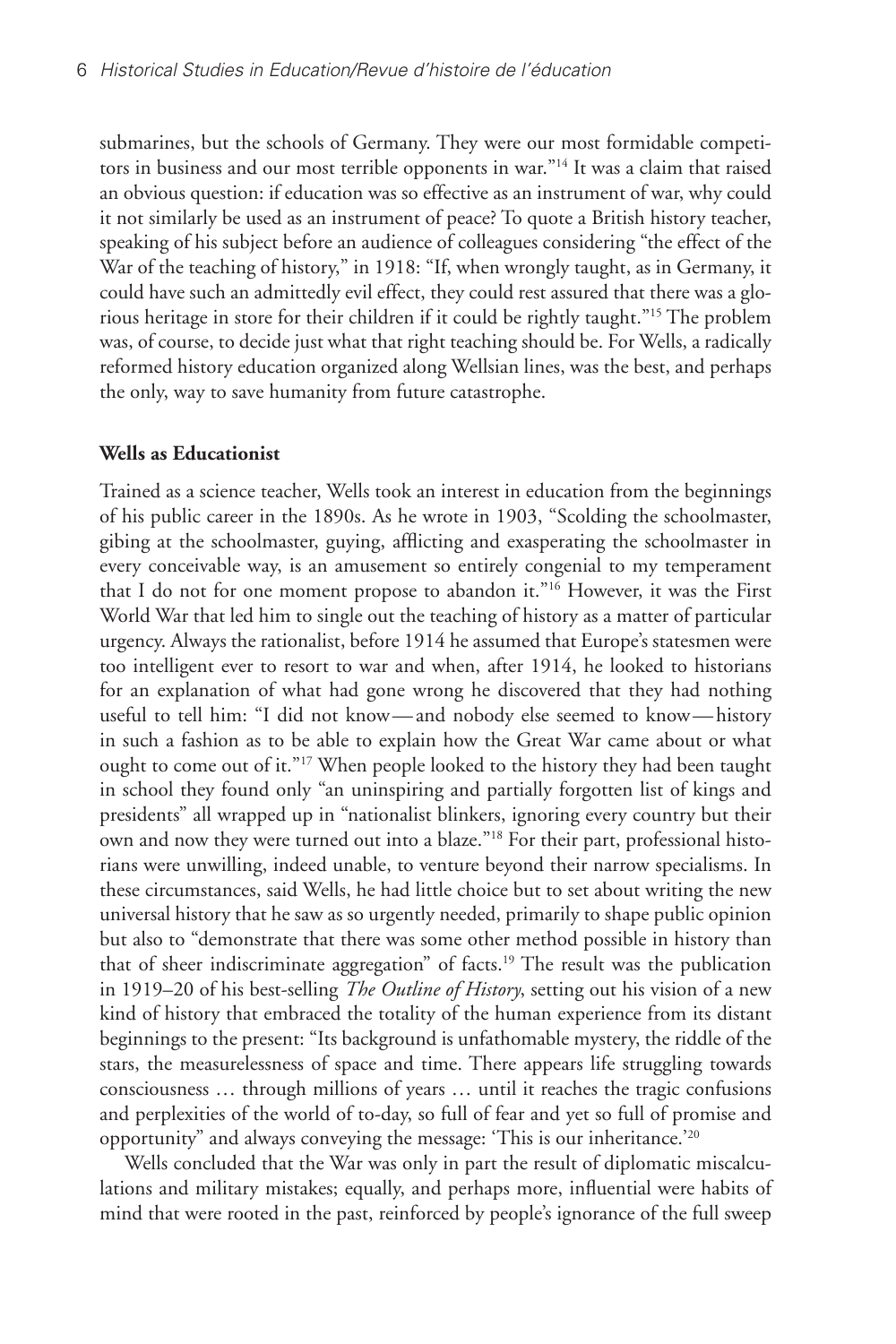submarines, but the schools of Germany. They were our most formidable competitors in business and our most terrible opponents in war."[14] It was a claim that raised an obvious question: if education was so effective as an instrument of war, why could it not similarly be used as an instrument of peace? To quote a British history teacher, speaking of his subject before an audience of colleagues considering "the effect of the War of the teaching of history," in 1918: "If, when wrongly taught, as in Germany, it could have such an admittedly evil effect, they could rest assured that there was a glorious heritage in store for their children if it could be rightly taught."[15] The problem was, of course, to decide just what that right teaching should be. For Wells, a radically reformed history education organized along Wellsian lines, was the best, and perhaps the only, way to save humanity from future catastrophe.

**Wells as Educationist**

Trained as a science teacher, Wells took an interest in education from the beginnings of his public career in the 1890s. As he wrote in 1903, "Scolding the schoolmaster, gibing at the schoolmaster, guying, afflicting and exasperating the schoolmaster in every conceivable way, is an amusement so entirely congenial to my temperament that I do not for one moment propose to abandon it."[16] However, it was the First World War that led him to single out the teaching of history as a matter of particular urgency. Always the rationalist, before 1914 he assumed that Europe's statesmen were too intelligent ever to resort to war and when, after 1914, he looked to historians for an explanation of what had gone wrong he discovered that they had nothing useful to tell him: "I did not know — and nobody else seemed to know — history in such a fashion as to be able to explain how the Great War came about or what ought to come out of it."[17] When people looked to the history they had been taught in school they found only "an uninspiring and partially forgotten list of kings and presidents" all wrapped up in "nationalist blinkers, ignoring every country but their own and now they were turned out into a blaze."[18] For their part, professional historians were unwilling, indeed unable, to venture beyond their narrow specialisms. In these circumstances, said Wells, he had little choice but to set about writing the new universal history that he saw as so urgently needed, primarily to shape public opinion but also to "demonstrate that there was some other method possible in history than that of sheer indiscriminate aggregation" of facts.[19] The result was the publication in 1919–20 of his best-selling *The Outline of History*, setting out his vision of a new kind of history that embraced the totality of the human experience from its distant beginnings to the present: "Its background is unfathomable mystery, the riddle of the stars, the measurelessness of space and time. There appears life struggling towards consciousness … through millions of years … until it reaches the tragic confusions and perplexities of the world of to-day, so full of fear and yet so full of promise and opportunity" and always conveying the message: 'This is our inheritance.'[20]

Wells concluded that the War was only in part the result of diplomatic miscalculations and military mistakes; equally, and perhaps more, influential were habits of mind that were rooted in the past, reinforced by people's ignorance of the full sweep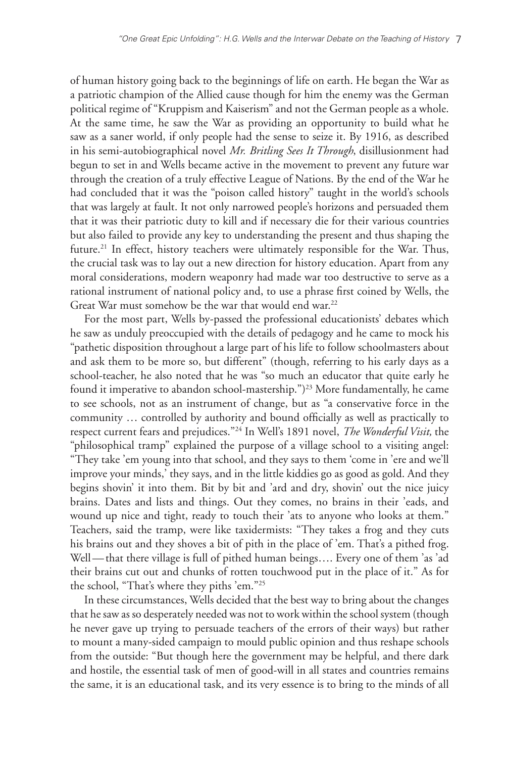of human history going back to the beginnings of life on earth. He began the War as a patriotic champion of the Allied cause though for him the enemy was the German political regime of "Kruppism and Kaiserism" and not the German people as a whole. At the same time, he saw the War as providing an opportunity to build what he saw as a saner world, if only people had the sense to seize it. By 1916, as described in his semi-autobiographical novel *Mr. Britling Sees It Through*, disillusionment had begun to set in and Wells became active in the movement to prevent any future war through the creation of a truly effective League of Nations. By the end of the War he had concluded that it was the "poison called history" taught in the world's schools that was largely at fault. It not only narrowed people's horizons and persuaded them that it was their patriotic duty to kill and if necessary die for their various countries but also failed to provide any key to understanding the present and thus shaping the future.[21] In effect, history teachers were ultimately responsible for the War. Thus, the crucial task was to lay out a new direction for history education. Apart from any moral considerations, modern weaponry had made war too destructive to serve as a rational instrument of national policy and, to use a phrase first coined by Wells, the Great War must somehow be the war that would end war.[22]

For the most part, Wells by-passed the professional educationists' debates which he saw as unduly preoccupied with the details of pedagogy and he came to mock his "pathetic disposition throughout a large part of his life to follow schoolmasters about and ask them to be more so, but different" (though, referring to his early days as a school-teacher, he also noted that he was "so much an educator that quite early he found it imperative to abandon school-mastership.")[23] More fundamentally, he came to see schools, not as an instrument of change, but as "a conservative force in the community … controlled by authority and bound officially as well as practically to respect current fears and prejudices."[24] In Well's 1891 novel, *The Wonderful Visit,* the "philosophical tramp" explained the purpose of a village school to a visiting angel: "They take 'em young into that school, and they says to them 'come in 'ere and we'll improve your minds,' they says, and in the little kiddies go as good as gold. And they begins shovin' it into them. Bit by bit and 'ard and dry, shovin' out the nice juicy brains. Dates and lists and things. Out they comes, no brains in their 'eads, and wound up nice and tight, ready to touch their 'ats to anyone who looks at them." Teachers, said the tramp, were like taxidermists: "They takes a frog and they cuts his brains out and they shoves a bit of pith in the place of 'em. That's a pithed frog. Well — that there village is full of pithed human beings…. Every one of them 'as 'ad their brains cut out and chunks of rotten touchwood put in the place of it." As for the school, "That's where they piths 'em."[25]

In these circumstances, Wells decided that the best way to bring about the changes that he saw as so desperately needed was not to work within the school system (though he never gave up trying to persuade teachers of the errors of their ways) but rather to mount a many-sided campaign to mould public opinion and thus reshape schools from the outside: "But though here the government may be helpful, and there dark and hostile, the essential task of men of good-will in all states and countries remains the same, it is an educational task, and its very essence is to bring to the minds of all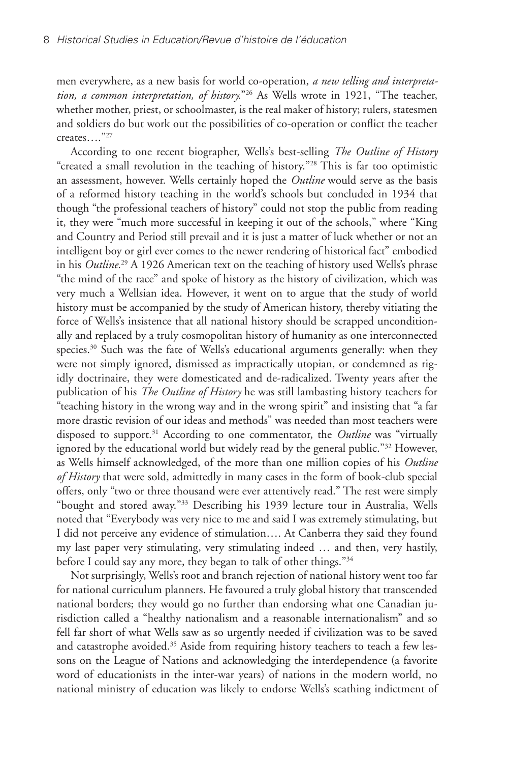men everywhere, as a new basis for world co-operation, *a new telling and interpretation, a common interpretation, of history.*"[26] As Wells wrote in 1921, "The teacher, whether mother, priest, or schoolmaster, is the real maker of history; rulers, statesmen and soldiers do but work out the possibilities of co-operation or conflict the teacher creates…."[27]

According to one recent biographer, Wells's best-selling *The Outline of History* "created a small revolution in the teaching of history."[28] This is far too optimistic an assessment, however. Wells certainly hoped the *Outline* would serve as the basis of a reformed history teaching in the world's schools but concluded in 1934 that though "the professional teachers of history" could not stop the public from reading it, they were "much more successful in keeping it out of the schools," where "King and Country and Period still prevail and it is just a matter of luck whether or not an intelligent boy or girl ever comes to the newer rendering of historical fact" embodied in his *Outline.*[29] A 1926 American text on the teaching of history used Wells's phrase "the mind of the race" and spoke of history as the history of civilization, which was very much a Wellsian idea. However, it went on to argue that the study of world history must be accompanied by the study of American history, thereby vitiating the force of Wells's insistence that all national history should be scrapped unconditionally and replaced by a truly cosmopolitan history of humanity as one interconnected species.[30] Such was the fate of Wells's educational arguments generally: when they were not simply ignored, dismissed as impractically utopian, or condemned as rigidly doctrinaire, they were domesticated and de-radicalized. Twenty years after the publication of his *The Outline of History* he was still lambasting history teachers for "teaching history in the wrong way and in the wrong spirit" and insisting that "a far more drastic revision of our ideas and methods" was needed than most teachers were disposed to support.[31] According to one commentator, the *Outline* was "virtually ignored by the educational world but widely read by the general public."[32] However, as Wells himself acknowledged, of the more than one million copies of his *Outline of History* that were sold, admittedly in many cases in the form of book-club special offers, only "two or three thousand were ever attentively read." The rest were simply "bought and stored away."[33] Describing his 1939 lecture tour in Australia, Wells noted that "Everybody was very nice to me and said I was extremely stimulating, but I did not perceive any evidence of stimulation…. At Canberra they said they found my last paper very stimulating, very stimulating indeed … and then, very hastily, before I could say any more, they began to talk of other things."[34]

Not surprisingly, Wells's root and branch rejection of national history went too far for national curriculum planners. He favoured a truly global history that transcended national borders; they would go no further than endorsing what one Canadian jurisdiction called a "healthy nationalism and a reasonable internationalism" and so fell far short of what Wells saw as so urgently needed if civilization was to be saved and catastrophe avoided.[35] Aside from requiring history teachers to teach a few lessons on the League of Nations and acknowledging the interdependence (a favorite word of educationists in the inter-war years) of nations in the modern world, no national ministry of education was likely to endorse Wells's scathing indictment of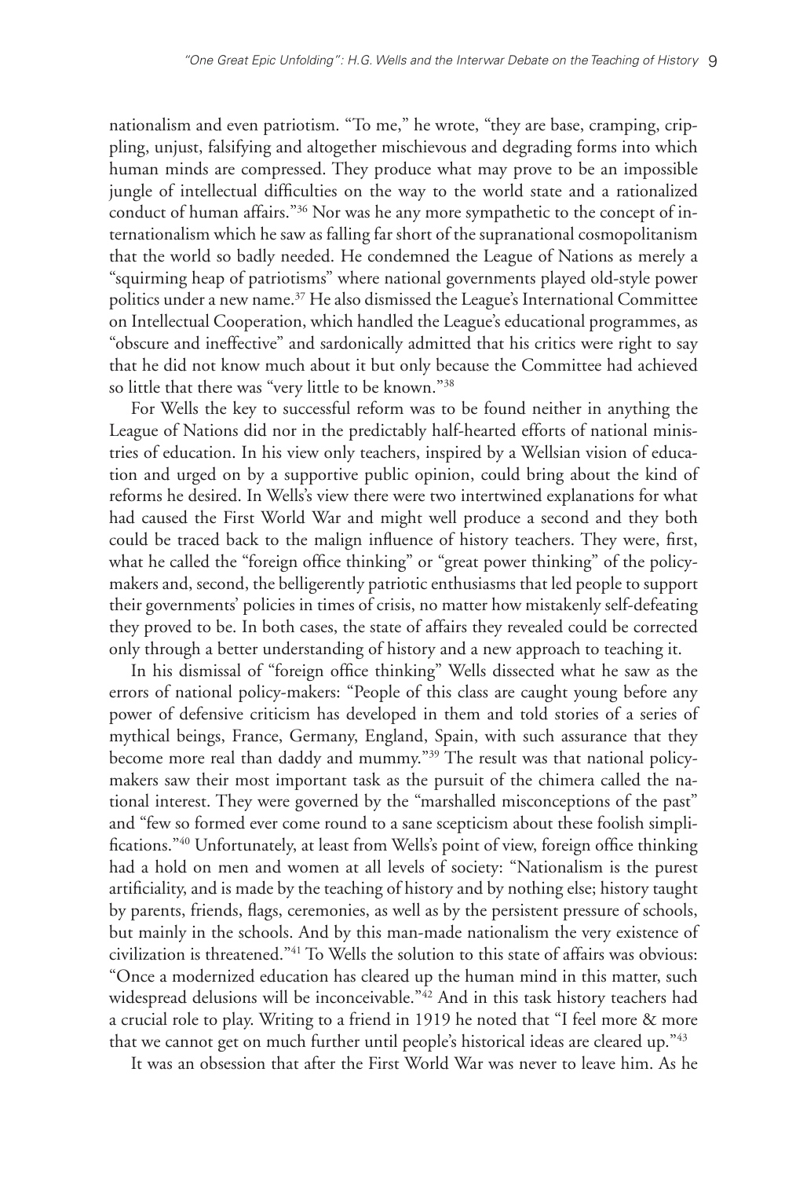nationalism and even patriotism. "To me," he wrote, "they are base, cramping, crippling, unjust, falsifying and altogether mischievous and degrading forms into which human minds are compressed. They produce what may prove to be an impossible jungle of intellectual difficulties on the way to the world state and a rationalized conduct of human affairs."[36] Nor was he any more sympathetic to the concept of internationalism which he saw as falling far short of the supranational cosmopolitanism that the world so badly needed. He condemned the League of Nations as merely a "squirming heap of patriotisms" where national governments played old-style power politics under a new name.[37] He also dismissed the League's International Committee on Intellectual Cooperation, which handled the League's educational programmes, as "obscure and ineffective" and sardonically admitted that his critics were right to say that he did not know much about it but only because the Committee had achieved so little that there was "very little to be known."[38]

For Wells the key to successful reform was to be found neither in anything the League of Nations did nor in the predictably half-hearted efforts of national ministries of education. In his view only teachers, inspired by a Wellsian vision of education and urged on by a supportive public opinion, could bring about the kind of reforms he desired. In Wells's view there were two intertwined explanations for what had caused the First World War and might well produce a second and they both could be traced back to the malign influence of history teachers. They were, first, what he called the "foreign office thinking" or "great power thinking" of the policy-makers and, second, the belligerently patriotic enthusiasms that led people to support their governments' policies in times of crisis, no matter how mistakenly self-defeating they proved to be. In both cases, the state of affairs they revealed could be corrected only through a better understanding of history and a new approach to teaching it.

In his dismissal of "foreign office thinking" Wells dissected what he saw as the errors of national policy-makers: "People of this class are caught young before any power of defensive criticism has developed in them and told stories of a series of mythical beings, France, Germany, England, Spain, with such assurance that they become more real than daddy and mummy."[39] The result was that national policy-makers saw their most important task as the pursuit of the chimera called the national interest. They were governed by the "marshalled misconceptions of the past" and "few so formed ever come round to a sane scepticism about these foolish simplifications."[40] Unfortunately, at least from Wells's point of view, foreign office thinking had a hold on men and women at all levels of society: "Nationalism is the purest artificiality, and is made by the teaching of history and by nothing else; history taught by parents, friends, flags, ceremonies, as well as by the persistent pressure of schools, but mainly in the schools. And by this man-made nationalism the very existence of civilization is threatened."[41] To Wells the solution to this state of affairs was obvious: "Once a modernized education has cleared up the human mind in this matter, such widespread delusions will be inconceivable."[42] And in this task history teachers had a crucial role to play. Writing to a friend in 1919 he noted that "I feel more & more that we cannot get on much further until people's historical ideas are cleared up."[43]

It was an obsession that after the First World War was never to leave him. As he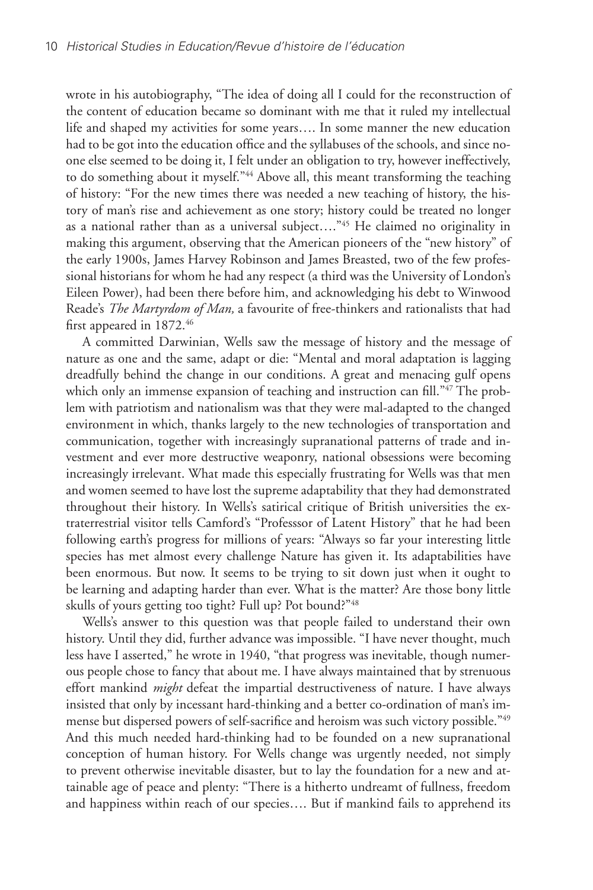wrote in his autobiography, "The idea of doing all I could for the reconstruction of the content of education became so dominant with me that it ruled my intellectual life and shaped my activities for some years…. In some manner the new education had to be got into the education office and the syllabuses of the schools, and since no-one else seemed to be doing it, I felt under an obligation to try, however ineffectively, to do something about it myself."[44] Above all, this meant transforming the teaching of history: "For the new times there was needed a new teaching of history, the history of man's rise and achievement as one story; history could be treated no longer as a national rather than as a universal subject…."[45] He claimed no originality in making this argument, observing that the American pioneers of the "new history" of the early 1900s, James Harvey Robinson and James Breasted, two of the few professional historians for whom he had any respect (a third was the University of London's Eileen Power), had been there before him, and acknowledging his debt to Winwood Reade's *The Martyrdom of Man,* a favourite of free-thinkers and rationalists that had first appeared in 1872.[46]

A committed Darwinian, Wells saw the message of history and the message of nature as one and the same, adapt or die: "Mental and moral adaptation is lagging dreadfully behind the change in our conditions. A great and menacing gulf opens which only an immense expansion of teaching and instruction can fill."[47] The problem with patriotism and nationalism was that they were mal-adapted to the changed environment in which, thanks largely to the new technologies of transportation and communication, together with increasingly supranational patterns of trade and investment and ever more destructive weaponry, national obsessions were becoming increasingly irrelevant. What made this especially frustrating for Wells was that men and women seemed to have lost the supreme adaptability that they had demonstrated throughout their history. In Wells's satirical critique of British universities the extraterrestrial visitor tells Camford's "Professsor of Latent History" that he had been following earth's progress for millions of years: "Always so far your interesting little species has met almost every challenge Nature has given it. Its adaptabilities have been enormous. But now. It seems to be trying to sit down just when it ought to be learning and adapting harder than ever. What is the matter? Are those bony little skulls of yours getting too tight? Full up? Pot bound?"[48]

Wells's answer to this question was that people failed to understand their own history. Until they did, further advance was impossible. "I have never thought, much less have I asserted," he wrote in 1940, "that progress was inevitable, though numerous people chose to fancy that about me. I have always maintained that by strenuous effort mankind *might* defeat the impartial destructiveness of nature. I have always insisted that only by incessant hard-thinking and a better co-ordination of man's immense but dispersed powers of self-sacrifice and heroism was such victory possible."[49] And this much needed hard-thinking had to be founded on a new supranational conception of human history. For Wells change was urgently needed, not simply to prevent otherwise inevitable disaster, but to lay the foundation for a new and attainable age of peace and plenty: "There is a hitherto undreamt of fullness, freedom and happiness within reach of our species…. But if mankind fails to apprehend its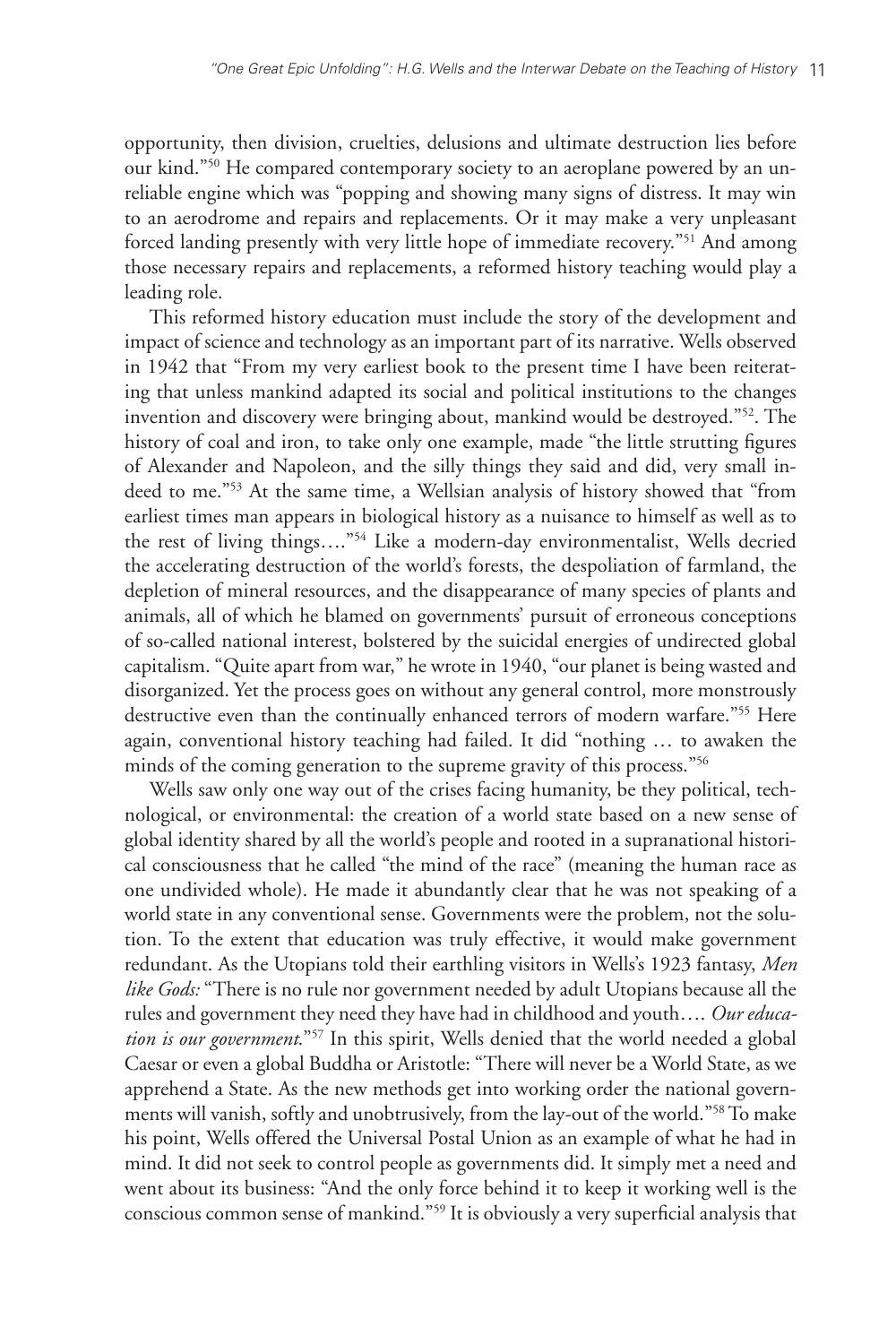opportunity, then division, cruelties, delusions and ultimate destruction lies before our kind."[50] He compared contemporary society to an aeroplane powered by an unreliable engine which was "popping and showing many signs of distress. It may win to an aerodrome and repairs and replacements. Or it may make a very unpleasant forced landing presently with very little hope of immediate recovery."[51] And among those necessary repairs and replacements, a reformed history teaching would play a leading role.

This reformed history education must include the story of the development and impact of science and technology as an important part of its narrative. Wells observed in 1942 that "From my very earliest book to the present time I have been reiterating that unless mankind adapted its social and political institutions to the changes invention and discovery were bringing about, mankind would be destroyed."[52]. The history of coal and iron, to take only one example, made "the little strutting figures of Alexander and Napoleon, and the silly things they said and did, very small indeed to me."[53] At the same time, a Wellsian analysis of history showed that "from earliest times man appears in biological history as a nuisance to himself as well as to the rest of living things…."[54] Like a modern-day environmentalist, Wells decried the accelerating destruction of the world's forests, the despoliation of farmland, the depletion of mineral resources, and the disappearance of many species of plants and animals, all of which he blamed on governments' pursuit of erroneous conceptions of so-called national interest, bolstered by the suicidal energies of undirected global capitalism. "Quite apart from war," he wrote in 1940, "our planet is being wasted and disorganized. Yet the process goes on without any general control, more monstrously destructive even than the continually enhanced terrors of modern warfare."[55] Here again, conventional history teaching had failed. It did "nothing … to awaken the minds of the coming generation to the supreme gravity of this process."[56]

Wells saw only one way out of the crises facing humanity, be they political, technological, or environmental: the creation of a world state based on a new sense of global identity shared by all the world's people and rooted in a supranational historical consciousness that he called "the mind of the race" (meaning the human race as one undivided whole). He made it abundantly clear that he was not speaking of a world state in any conventional sense. Governments were the problem, not the solution. To the extent that education was truly effective, it would make government redundant. As the Utopians told their earthling visitors in Wells's 1923 fantasy, *Men like Gods:* "There is no rule nor government needed by adult Utopians because all the rules and government they need they have had in childhood and youth…. *Our education is our government.*"[57] In this spirit, Wells denied that the world needed a global Caesar or even a global Buddha or Aristotle: "There will never be a World State, as we apprehend a State. As the new methods get into working order the national governments will vanish, softly and unobtrusively, from the lay-out of the world."[58] To make his point, Wells offered the Universal Postal Union as an example of what he had in mind. It did not seek to control people as governments did. It simply met a need and went about its business: "And the only force behind it to keep it working well is the conscious common sense of mankind."[59] It is obviously a very superficial analysis that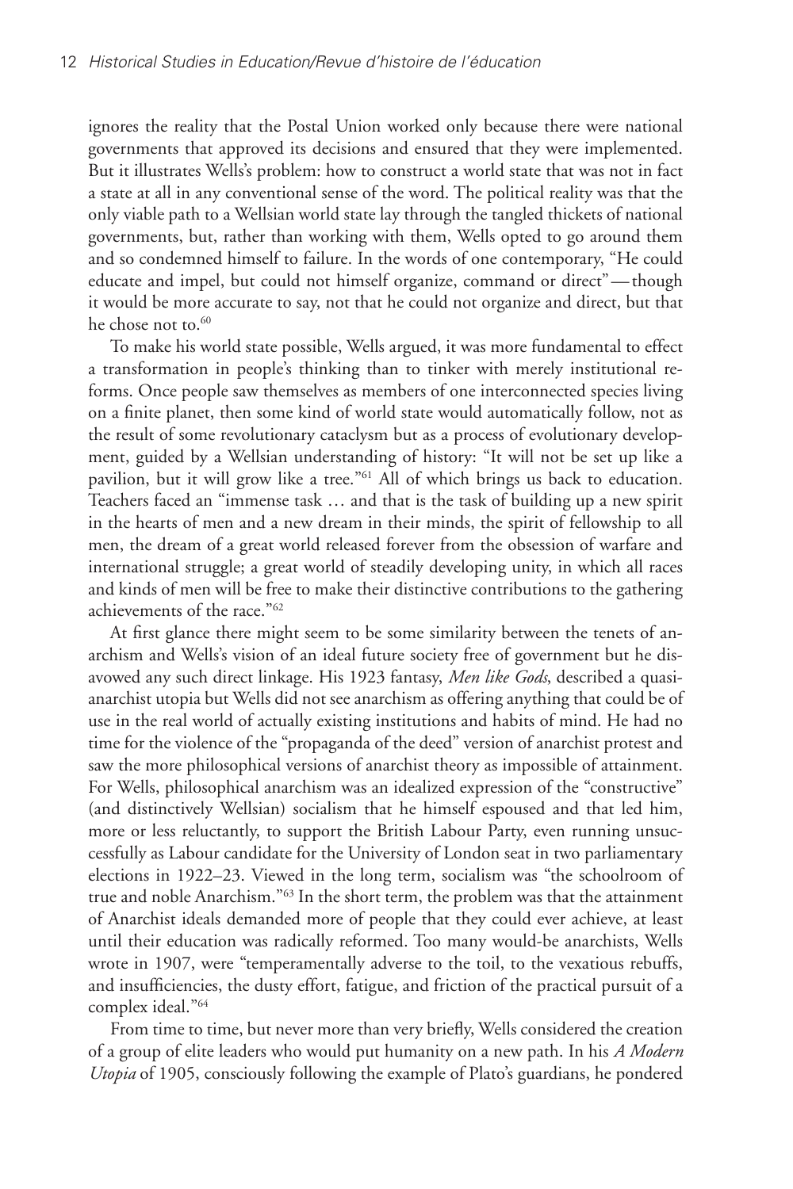ignores the reality that the Postal Union worked only because there were national governments that approved its decisions and ensured that they were implemented. But it illustrates Wells's problem: how to construct a world state that was not in fact a state at all in any conventional sense of the word. The political reality was that the only viable path to a Wellsian world state lay through the tangled thickets of national governments, but, rather than working with them, Wells opted to go around them and so condemned himself to failure. In the words of one contemporary, "He could educate and impel, but could not himself organize, command or direct" — though it would be more accurate to say, not that he could not organize and direct, but that he chose not to.[60]

To make his world state possible, Wells argued, it was more fundamental to effect a transformation in people's thinking than to tinker with merely institutional reforms. Once people saw themselves as members of one interconnected species living on a finite planet, then some kind of world state would automatically follow, not as the result of some revolutionary cataclysm but as a process of evolutionary development, guided by a Wellsian understanding of history: "It will not be set up like a pavilion, but it will grow like a tree."[61] All of which brings us back to education. Teachers faced an "immense task … and that is the task of building up a new spirit in the hearts of men and a new dream in their minds, the spirit of fellowship to all men, the dream of a great world released forever from the obsession of warfare and international struggle; a great world of steadily developing unity, in which all races and kinds of men will be free to make their distinctive contributions to the gathering achievements of the race."[62]

At first glance there might seem to be some similarity between the tenets of anarchism and Wells's vision of an ideal future society free of government but he disavowed any such direct linkage. His 1923 fantasy, *Men like Gods*, described a quasi-anarchist utopia but Wells did not see anarchism as offering anything that could be of use in the real world of actually existing institutions and habits of mind. He had no time for the violence of the "propaganda of the deed" version of anarchist protest and saw the more philosophical versions of anarchist theory as impossible of attainment. For Wells, philosophical anarchism was an idealized expression of the "constructive" (and distinctively Wellsian) socialism that he himself espoused and that led him, more or less reluctantly, to support the British Labour Party, even running unsuccessfully as Labour candidate for the University of London seat in two parliamentary elections in 1922–23. Viewed in the long term, socialism was "the schoolroom of true and noble Anarchism."[63] In the short term, the problem was that the attainment of Anarchist ideals demanded more of people that they could ever achieve, at least until their education was radically reformed. Too many would-be anarchists, Wells wrote in 1907, were "temperamentally adverse to the toil, to the vexatious rebuffs, and insufficiencies, the dusty effort, fatigue, and friction of the practical pursuit of a complex ideal."[64]

From time to time, but never more than very briefly, Wells considered the creation of a group of elite leaders who would put humanity on a new path. In his *A Modern Utopia* of 1905, consciously following the example of Plato's guardians, he pondered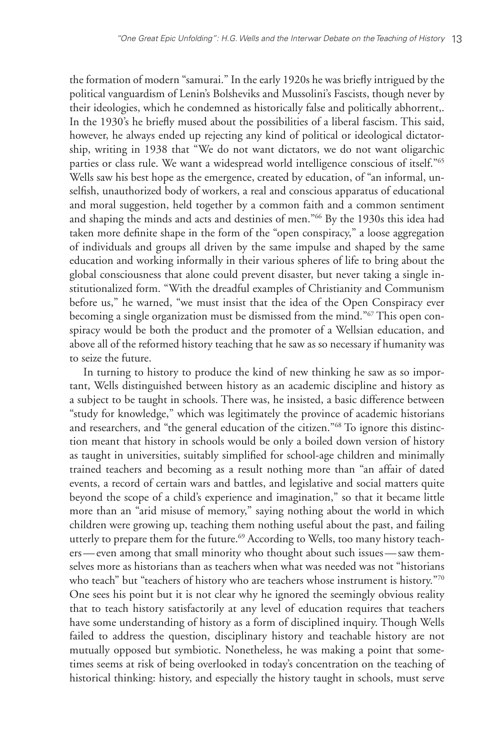the formation of modern "samurai." In the early 1920s he was briefly intrigued by the political vanguardism of Lenin's Bolsheviks and Mussolini's Fascists, though never by their ideologies, which he condemned as historically false and politically abhorrent,. In the 1930's he briefly mused about the possibilities of a liberal fascism. This said, however, he always ended up rejecting any kind of political or ideological dictatorship, writing in 1938 that "We do not want dictators, we do not want oligarchic parties or class rule. We want a widespread world intelligence conscious of itself."[65] Wells saw his best hope as the emergence, created by education, of "an informal, unselfish, unauthorized body of workers, a real and conscious apparatus of educational and moral suggestion, held together by a common faith and a common sentiment and shaping the minds and acts and destinies of men."[66] By the 1930s this idea had taken more definite shape in the form of the "open conspiracy," a loose aggregation of individuals and groups all driven by the same impulse and shaped by the same education and working informally in their various spheres of life to bring about the global consciousness that alone could prevent disaster, but never taking a single institutionalized form. "With the dreadful examples of Christianity and Communism before us," he warned, "we must insist that the idea of the Open Conspiracy ever becoming a single organization must be dismissed from the mind."[67] This open conspiracy would be both the product and the promoter of a Wellsian education, and above all of the reformed history teaching that he saw as so necessary if humanity was to seize the future.

In turning to history to produce the kind of new thinking he saw as so important, Wells distinguished between history as an academic discipline and history as a subject to be taught in schools. There was, he insisted, a basic difference between "study for knowledge," which was legitimately the province of academic historians and researchers, and "the general education of the citizen."[68] To ignore this distinction meant that history in schools would be only a boiled down version of history as taught in universities, suitably simplified for school-age children and minimally trained teachers and becoming as a result nothing more than "an affair of dated events, a record of certain wars and battles, and legislative and social matters quite beyond the scope of a child's experience and imagination," so that it became little more than an "arid misuse of memory," saying nothing about the world in which children were growing up, teaching them nothing useful about the past, and failing utterly to prepare them for the future.[69] According to Wells, too many history teachers — even among that small minority who thought about such issues — saw themselves more as historians than as teachers when what was needed was not "historians who teach" but "teachers of history who are teachers whose instrument is history."[70] One sees his point but it is not clear why he ignored the seemingly obvious reality that to teach history satisfactorily at any level of education requires that teachers have some understanding of history as a form of disciplined inquiry. Though Wells failed to address the question, disciplinary history and teachable history are not mutually opposed but symbiotic. Nonetheless, he was making a point that sometimes seems at risk of being overlooked in today's concentration on the teaching of historical thinking: history, and especially the history taught in schools, must serve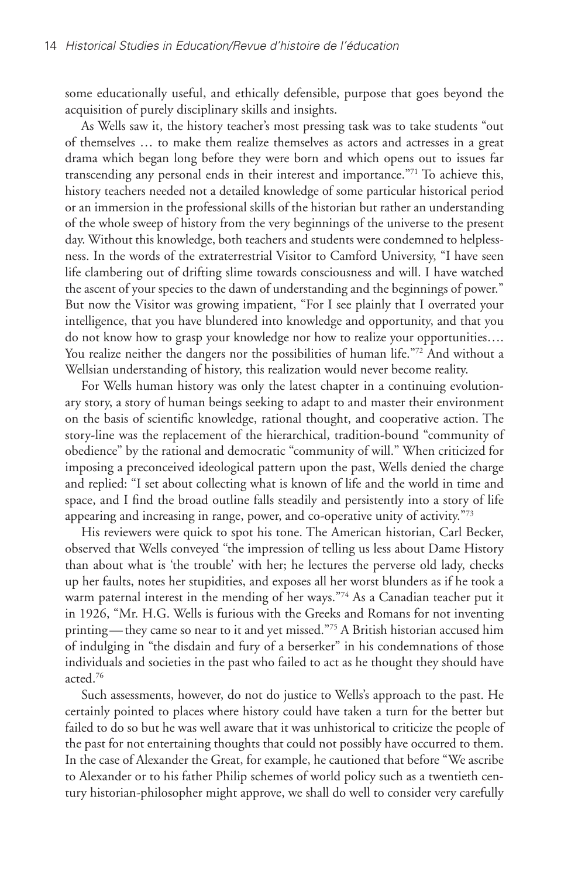some educationally useful, and ethically defensible, purpose that goes beyond the acquisition of purely disciplinary skills and insights.

As Wells saw it, the history teacher's most pressing task was to take students "out of themselves … to make them realize themselves as actors and actresses in a great drama which began long before they were born and which opens out to issues far transcending any personal ends in their interest and importance."[71] To achieve this, history teachers needed not a detailed knowledge of some particular historical period or an immersion in the professional skills of the historian but rather an understanding of the whole sweep of history from the very beginnings of the universe to the present day. Without this knowledge, both teachers and students were condemned to helplessness. In the words of the extraterrestrial Visitor to Camford University, "I have seen life clambering out of drifting slime towards consciousness and will. I have watched the ascent of your species to the dawn of understanding and the beginnings of power." But now the Visitor was growing impatient, "For I see plainly that I overrated your intelligence, that you have blundered into knowledge and opportunity, and that you do not know how to grasp your knowledge nor how to realize your opportunities…. You realize neither the dangers nor the possibilities of human life."[72] And without a Wellsian understanding of history, this realization would never become reality.

For Wells human history was only the latest chapter in a continuing evolutionary story, a story of human beings seeking to adapt to and master their environment on the basis of scientific knowledge, rational thought, and cooperative action. The story-line was the replacement of the hierarchical, tradition-bound "community of obedience" by the rational and democratic "community of will." When criticized for imposing a preconceived ideological pattern upon the past, Wells denied the charge and replied: "I set about collecting what is known of life and the world in time and space, and I find the broad outline falls steadily and persistently into a story of life appearing and increasing in range, power, and co-operative unity of activity."[73]

His reviewers were quick to spot his tone. The American historian, Carl Becker, observed that Wells conveyed "the impression of telling us less about Dame History than about what is 'the trouble' with her; he lectures the perverse old lady, checks up her faults, notes her stupidities, and exposes all her worst blunders as if he took a warm paternal interest in the mending of her ways."[74] As a Canadian teacher put it in 1926, "Mr. H.G. Wells is furious with the Greeks and Romans for not inventing printing—they came so near to it and yet missed."[75] A British historian accused him of indulging in "the disdain and fury of a berserker" in his condemnations of those individuals and societies in the past who failed to act as he thought they should have acted.[76]

Such assessments, however, do not do justice to Wells's approach to the past. He certainly pointed to places where history could have taken a turn for the better but failed to do so but he was well aware that it was unhistorical to criticize the people of the past for not entertaining thoughts that could not possibly have occurred to them. In the case of Alexander the Great, for example, he cautioned that before "We ascribe to Alexander or to his father Philip schemes of world policy such as a twentieth century historian-philosopher might approve, we shall do well to consider very carefully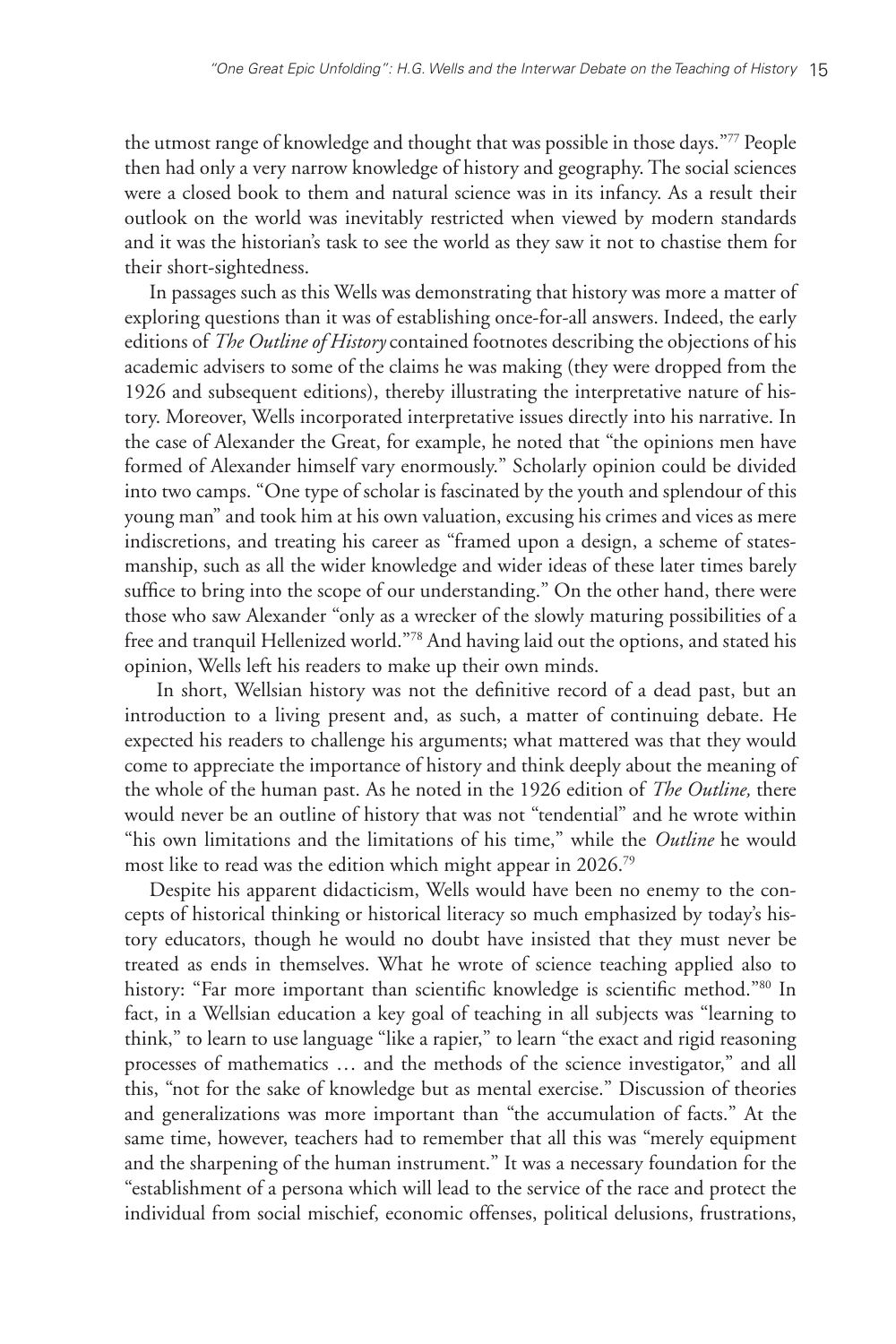the utmost range of knowledge and thought that was possible in those days."[77] People then had only a very narrow knowledge of history and geography. The social sciences were a closed book to them and natural science was in its infancy. As a result their outlook on the world was inevitably restricted when viewed by modern standards and it was the historian's task to see the world as they saw it not to chastise them for their short-sightedness.

In passages such as this Wells was demonstrating that history was more a matter of exploring questions than it was of establishing once-for-all answers. Indeed, the early editions of *The Outline of History* contained footnotes describing the objections of his academic advisers to some of the claims he was making (they were dropped from the 1926 and subsequent editions), thereby illustrating the interpretative nature of history. Moreover, Wells incorporated interpretative issues directly into his narrative. In the case of Alexander the Great, for example, he noted that "the opinions men have formed of Alexander himself vary enormously." Scholarly opinion could be divided into two camps. "One type of scholar is fascinated by the youth and splendour of this young man" and took him at his own valuation, excusing his crimes and vices as mere indiscretions, and treating his career as "framed upon a design, a scheme of statesmanship, such as all the wider knowledge and wider ideas of these later times barely suffice to bring into the scope of our understanding." On the other hand, there were those who saw Alexander "only as a wrecker of the slowly maturing possibilities of a free and tranquil Hellenized world."[78] And having laid out the options, and stated his opinion, Wells left his readers to make up their own minds.

In short, Wellsian history was not the definitive record of a dead past, but an introduction to a living present and, as such, a matter of continuing debate. He expected his readers to challenge his arguments; what mattered was that they would come to appreciate the importance of history and think deeply about the meaning of the whole of the human past. As he noted in the 1926 edition of *The Outline,* there would never be an outline of history that was not "tendential" and he wrote within "his own limitations and the limitations of his time," while the *Outline* he would most like to read was the edition which might appear in 2026.[79]

Despite his apparent didacticism, Wells would have been no enemy to the concepts of historical thinking or historical literacy so much emphasized by today's history educators, though he would no doubt have insisted that they must never be treated as ends in themselves. What he wrote of science teaching applied also to history: "Far more important than scientific knowledge is scientific method."[80] In fact, in a Wellsian education a key goal of teaching in all subjects was "learning to think," to learn to use language "like a rapier," to learn "the exact and rigid reasoning processes of mathematics … and the methods of the science investigator," and all this, "not for the sake of knowledge but as mental exercise." Discussion of theories and generalizations was more important than "the accumulation of facts." At the same time, however, teachers had to remember that all this was "merely equipment and the sharpening of the human instrument." It was a necessary foundation for the "establishment of a persona which will lead to the service of the race and protect the individual from social mischief, economic offenses, political delusions, frustrations,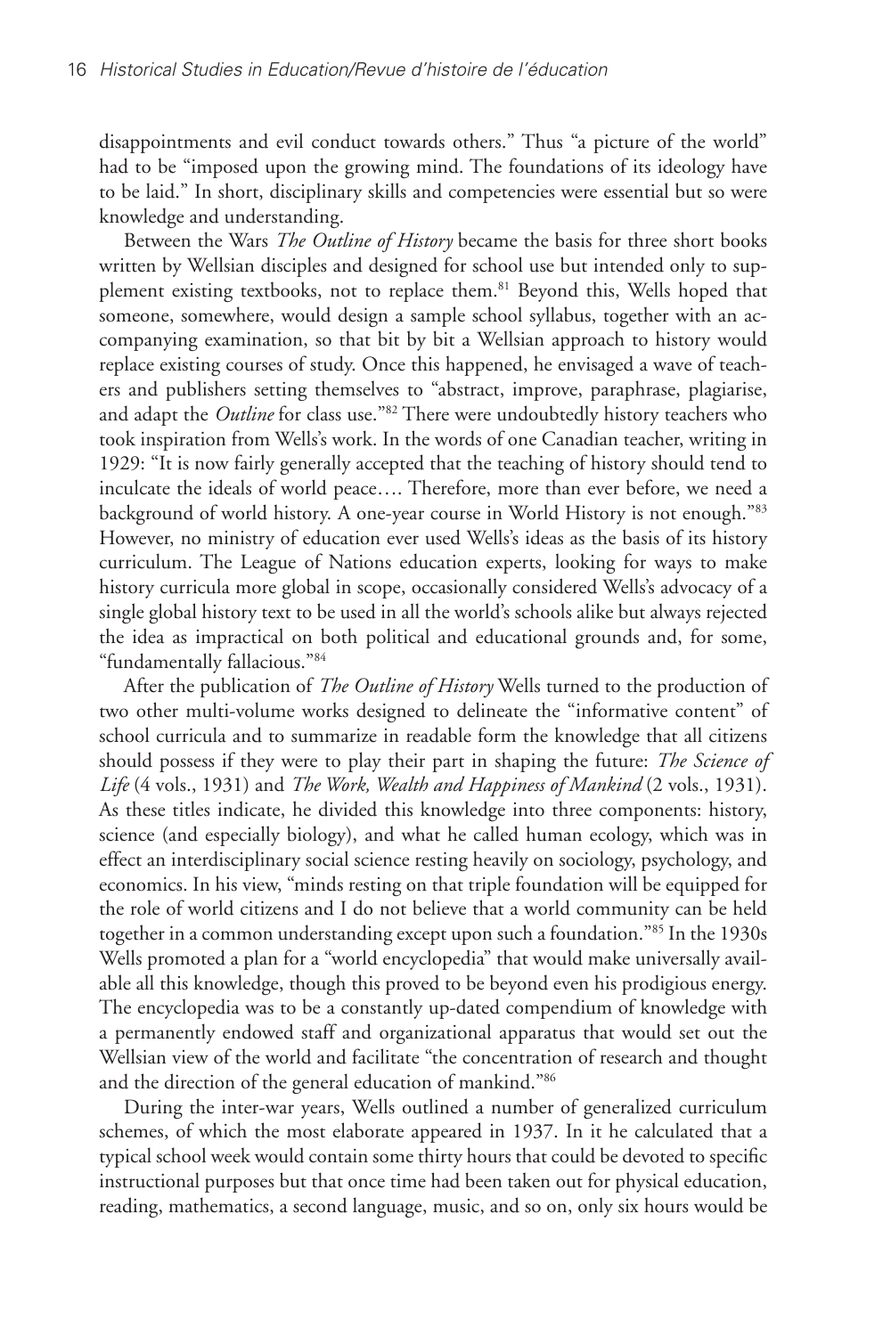disappointments and evil conduct towards others." Thus "a picture of the world" had to be "imposed upon the growing mind. The foundations of its ideology have to be laid." In short, disciplinary skills and competencies were essential but so were knowledge and understanding.

Between the Wars *The Outline of History* became the basis for three short books written by Wellsian disciples and designed for school use but intended only to supplement existing textbooks, not to replace them.[81] Beyond this, Wells hoped that someone, somewhere, would design a sample school syllabus, together with an accompanying examination, so that bit by bit a Wellsian approach to history would replace existing courses of study. Once this happened, he envisaged a wave of teachers and publishers setting themselves to "abstract, improve, paraphrase, plagiarise, and adapt the *Outline* for class use."[82] There were undoubtedly history teachers who took inspiration from Wells's work. In the words of one Canadian teacher, writing in 1929: "It is now fairly generally accepted that the teaching of history should tend to inculcate the ideals of world peace…. Therefore, more than ever before, we need a background of world history. A one-year course in World History is not enough."[83] However, no ministry of education ever used Wells's ideas as the basis of its history curriculum. The League of Nations education experts, looking for ways to make history curricula more global in scope, occasionally considered Wells's advocacy of a single global history text to be used in all the world's schools alike but always rejected the idea as impractical on both political and educational grounds and, for some, "fundamentally fallacious."[84]

After the publication of *The Outline of History* Wells turned to the production of two other multi-volume works designed to delineate the "informative content" of school curricula and to summarize in readable form the knowledge that all citizens should possess if they were to play their part in shaping the future: *The Science of Life* (4 vols., 1931) and *The Work, Wealth and Happiness of Mankind* (2 vols., 1931). As these titles indicate, he divided this knowledge into three components: history, science (and especially biology), and what he called human ecology, which was in effect an interdisciplinary social science resting heavily on sociology, psychology, and economics. In his view, "minds resting on that triple foundation will be equipped for the role of world citizens and I do not believe that a world community can be held together in a common understanding except upon such a foundation."[85] In the 1930s Wells promoted a plan for a "world encyclopedia" that would make universally available all this knowledge, though this proved to be beyond even his prodigious energy. The encyclopedia was to be a constantly up-dated compendium of knowledge with a permanently endowed staff and organizational apparatus that would set out the Wellsian view of the world and facilitate "the concentration of research and thought and the direction of the general education of mankind."[86]

During the inter-war years, Wells outlined a number of generalized curriculum schemes, of which the most elaborate appeared in 1937. In it he calculated that a typical school week would contain some thirty hours that could be devoted to specific instructional purposes but that once time had been taken out for physical education, reading, mathematics, a second language, music, and so on, only six hours would be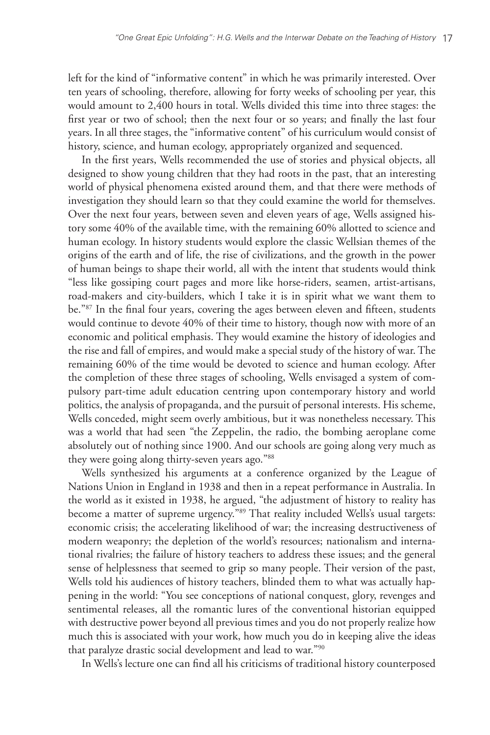left for the kind of "informative content" in which he was primarily interested. Over ten years of schooling, therefore, allowing for forty weeks of schooling per year, this would amount to 2,400 hours in total. Wells divided this time into three stages: the first year or two of school; then the next four or so years; and finally the last four years. In all three stages, the "informative content" of his curriculum would consist of history, science, and human ecology, appropriately organized and sequenced.

In the first years, Wells recommended the use of stories and physical objects, all designed to show young children that they had roots in the past, that an interesting world of physical phenomena existed around them, and that there were methods of investigation they should learn so that they could examine the world for themselves. Over the next four years, between seven and eleven years of age, Wells assigned history some 40% of the available time, with the remaining 60% allotted to science and human ecology. In history students would explore the classic Wellsian themes of the origins of the earth and of life, the rise of civilizations, and the growth in the power of human beings to shape their world, all with the intent that students would think "less like gossiping court pages and more like horse-riders, seamen, artist-artisans, road-makers and city-builders, which I take it is in spirit what we want them to be."[87] In the final four years, covering the ages between eleven and fifteen, students would continue to devote 40% of their time to history, though now with more of an economic and political emphasis. They would examine the history of ideologies and the rise and fall of empires, and would make a special study of the history of war. The remaining 60% of the time would be devoted to science and human ecology. After the completion of these three stages of schooling, Wells envisaged a system of compulsory part-time adult education centring upon contemporary history and world politics, the analysis of propaganda, and the pursuit of personal interests. His scheme, Wells conceded, might seem overly ambitious, but it was nonetheless necessary. This was a world that had seen "the Zeppelin, the radio, the bombing aeroplane come absolutely out of nothing since 1900. And our schools are going along very much as they were going along thirty-seven years ago."[88]

Wells synthesized his arguments at a conference organized by the League of Nations Union in England in 1938 and then in a repeat performance in Australia. In the world as it existed in 1938, he argued, "the adjustment of history to reality has become a matter of supreme urgency."[89] That reality included Wells's usual targets: economic crisis; the accelerating likelihood of war; the increasing destructiveness of modern weaponry; the depletion of the world's resources; nationalism and international rivalries; the failure of history teachers to address these issues; and the general sense of helplessness that seemed to grip so many people. Their version of the past, Wells told his audiences of history teachers, blinded them to what was actually happening in the world: "You see conceptions of national conquest, glory, revenges and sentimental releases, all the romantic lures of the conventional historian equipped with destructive power beyond all previous times and you do not properly realize how much this is associated with your work, how much you do in keeping alive the ideas that paralyze drastic social development and lead to war."[90]

In Wells's lecture one can find all his criticisms of traditional history counterposed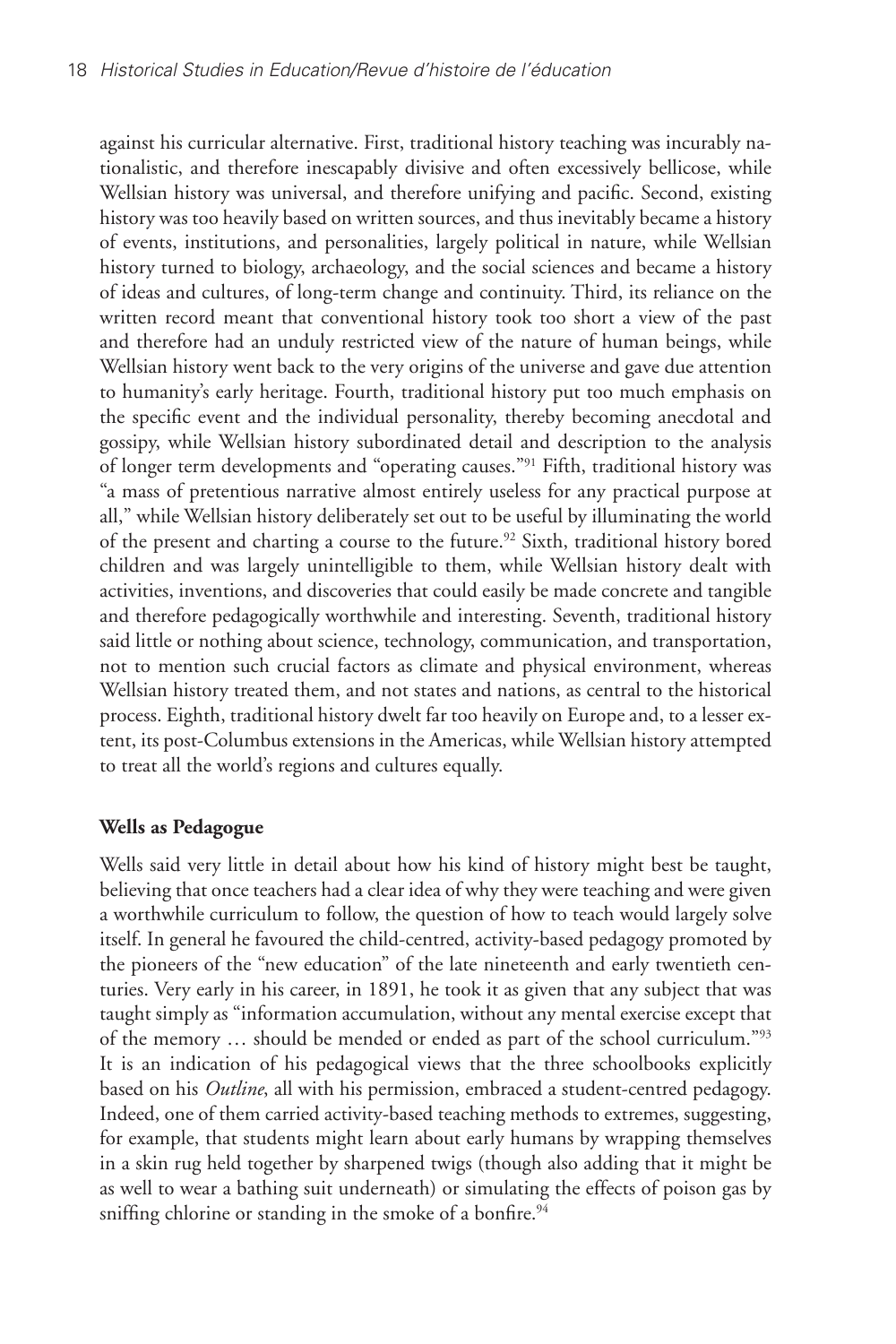against his curricular alternative. First, traditional history teaching was incurably nationalistic, and therefore inescapably divisive and often excessively bellicose, while Wellsian history was universal, and therefore unifying and pacific. Second, existing history was too heavily based on written sources, and thus inevitably became a history of events, institutions, and personalities, largely political in nature, while Wellsian history turned to biology, archaeology, and the social sciences and became a history of ideas and cultures, of long-term change and continuity. Third, its reliance on the written record meant that conventional history took too short a view of the past and therefore had an unduly restricted view of the nature of human beings, while Wellsian history went back to the very origins of the universe and gave due attention to humanity's early heritage. Fourth, traditional history put too much emphasis on the specific event and the individual personality, thereby becoming anecdotal and gossipy, while Wellsian history subordinated detail and description to the analysis of longer term developments and "operating causes."[91] Fifth, traditional history was "a mass of pretentious narrative almost entirely useless for any practical purpose at all," while Wellsian history deliberately set out to be useful by illuminating the world of the present and charting a course to the future.[92] Sixth, traditional history bored children and was largely unintelligible to them, while Wellsian history dealt with activities, inventions, and discoveries that could easily be made concrete and tangible and therefore pedagogically worthwhile and interesting. Seventh, traditional history said little or nothing about science, technology, communication, and transportation, not to mention such crucial factors as climate and physical environment, whereas Wellsian history treated them, and not states and nations, as central to the historical process. Eighth, traditional history dwelt far too heavily on Europe and, to a lesser extent, its post-Columbus extensions in the Americas, while Wellsian history attempted to treat all the world's regions and cultures equally.

**Wells as Pedagogue**

Wells said very little in detail about how his kind of history might best be taught, believing that once teachers had a clear idea of why they were teaching and were given a worthwhile curriculum to follow, the question of how to teach would largely solve itself. In general he favoured the child-centred, activity-based pedagogy promoted by the pioneers of the "new education" of the late nineteenth and early twentieth centuries. Very early in his career, in 1891, he took it as given that any subject that was taught simply as "information accumulation, without any mental exercise except that of the memory … should be mended or ended as part of the school curriculum."[93] It is an indication of his pedagogical views that the three schoolbooks explicitly based on his *Outline*, all with his permission, embraced a student-centred pedagogy. Indeed, one of them carried activity-based teaching methods to extremes, suggesting, for example, that students might learn about early humans by wrapping themselves in a skin rug held together by sharpened twigs (though also adding that it might be as well to wear a bathing suit underneath) or simulating the effects of poison gas by sniffing chlorine or standing in the smoke of a bonfire.[94]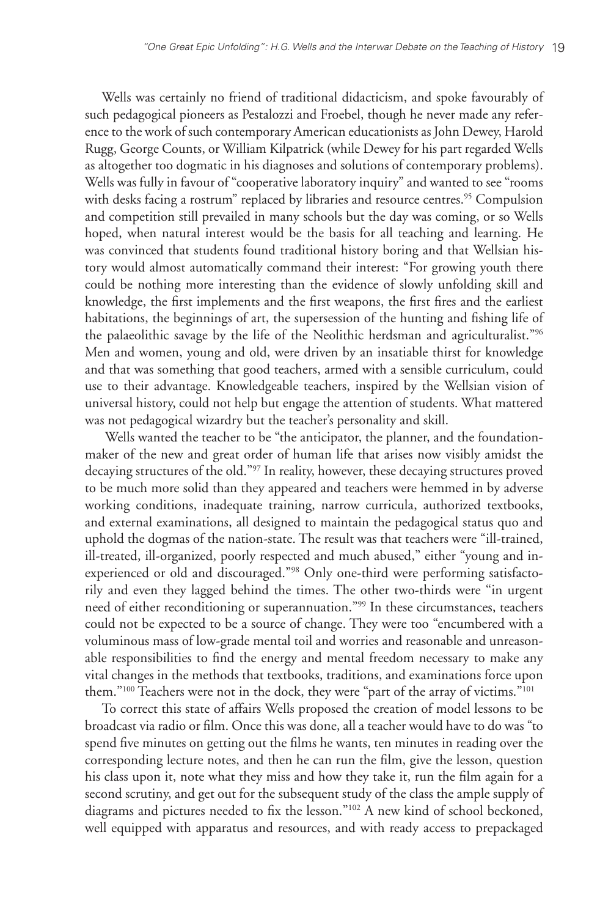Wells was certainly no friend of traditional didacticism, and spoke favourably of such pedagogical pioneers as Pestalozzi and Froebel, though he never made any reference to the work of such contemporary American educationists as John Dewey, Harold Rugg, George Counts, or William Kilpatrick (while Dewey for his part regarded Wells as altogether too dogmatic in his diagnoses and solutions of contemporary problems). Wells was fully in favour of "cooperative laboratory inquiry" and wanted to see "rooms with desks facing a rostrum" replaced by libraries and resource centres.[95] Compulsion and competition still prevailed in many schools but the day was coming, or so Wells hoped, when natural interest would be the basis for all teaching and learning. He was convinced that students found traditional history boring and that Wellsian history would almost automatically command their interest: "For growing youth there could be nothing more interesting than the evidence of slowly unfolding skill and knowledge, the first implements and the first weapons, the first fires and the earliest habitations, the beginnings of art, the supersession of the hunting and fishing life of the palaeolithic savage by the life of the Neolithic herdsman and agriculturalist."[96] Men and women, young and old, were driven by an insatiable thirst for knowledge and that was something that good teachers, armed with a sensible curriculum, could use to their advantage. Knowledgeable teachers, inspired by the Wellsian vision of universal history, could not help but engage the attention of students. What mattered was not pedagogical wizardry but the teacher's personality and skill.

Wells wanted the teacher to be "the anticipator, the planner, and the foundation-maker of the new and great order of human life that arises now visibly amidst the decaying structures of the old."[97] In reality, however, these decaying structures proved to be much more solid than they appeared and teachers were hemmed in by adverse working conditions, inadequate training, narrow curricula, authorized textbooks, and external examinations, all designed to maintain the pedagogical status quo and uphold the dogmas of the nation-state. The result was that teachers were "ill-trained, ill-treated, ill-organized, poorly respected and much abused," either "young and inexperienced or old and discouraged."[98] Only one-third were performing satisfactorily and even they lagged behind the times. The other two-thirds were "in urgent need of either reconditioning or superannuation."[99] In these circumstances, teachers could not be expected to be a source of change. They were too "encumbered with a voluminous mass of low-grade mental toil and worries and reasonable and unreasonable responsibilities to find the energy and mental freedom necessary to make any vital changes in the methods that textbooks, traditions, and examinations force upon them."[100] Teachers were not in the dock, they were "part of the array of victims."[101]

To correct this state of affairs Wells proposed the creation of model lessons to be broadcast via radio or film. Once this was done, all a teacher would have to do was "to spend five minutes on getting out the films he wants, ten minutes in reading over the corresponding lecture notes, and then he can run the film, give the lesson, question his class upon it, note what they miss and how they take it, run the film again for a second scrutiny, and get out for the subsequent study of the class the ample supply of diagrams and pictures needed to fix the lesson."[102] A new kind of school beckoned, well equipped with apparatus and resources, and with ready access to prepackaged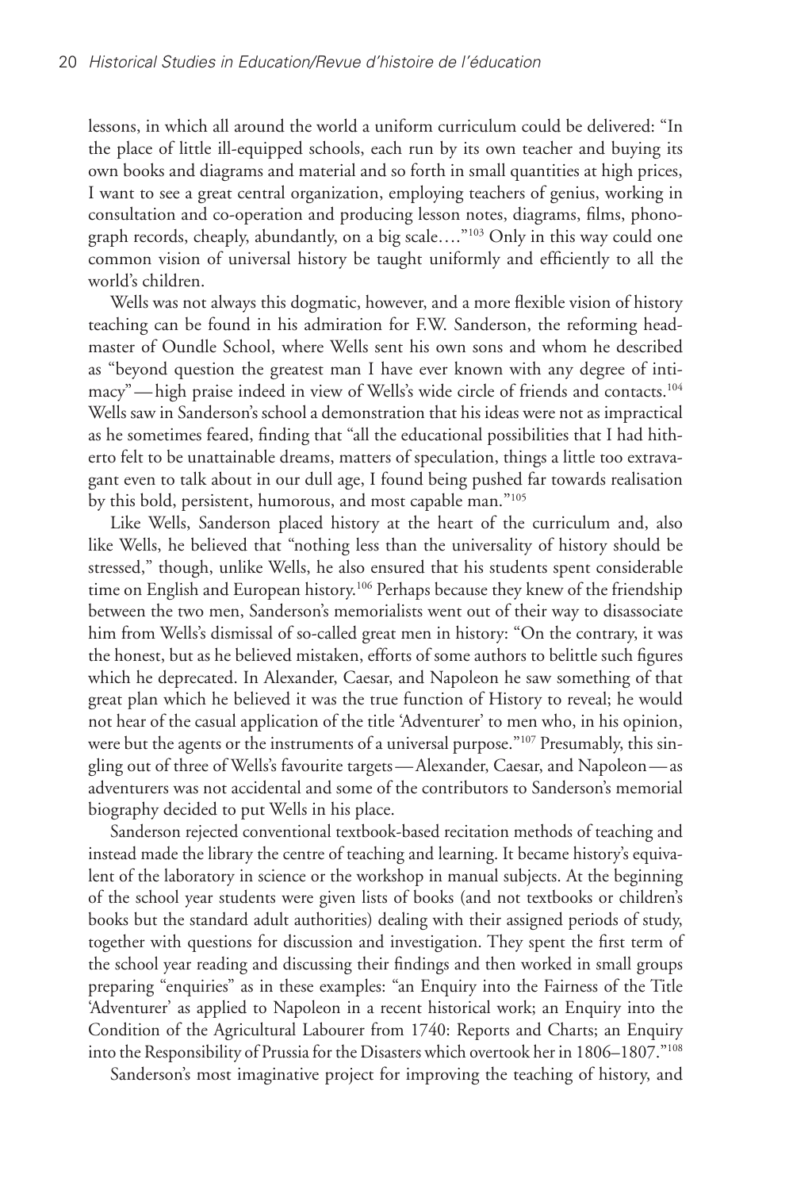lessons, in which all around the world a uniform curriculum could be delivered: "In the place of little ill-equipped schools, each run by its own teacher and buying its own books and diagrams and material and so forth in small quantities at high prices, I want to see a great central organization, employing teachers of genius, working in consultation and co-operation and producing lesson notes, diagrams, films, phonograph records, cheaply, abundantly, on a big scale…."[103] Only in this way could one common vision of universal history be taught uniformly and efficiently to all the world's children.

Wells was not always this dogmatic, however, and a more flexible vision of history teaching can be found in his admiration for F.W. Sanderson, the reforming headmaster of Oundle School, where Wells sent his own sons and whom he described as "beyond question the greatest man I have ever known with any degree of intimacy"—high praise indeed in view of Wells's wide circle of friends and contacts.[104] Wells saw in Sanderson's school a demonstration that his ideas were not as impractical as he sometimes feared, finding that "all the educational possibilities that I had hitherto felt to be unattainable dreams, matters of speculation, things a little too extravagant even to talk about in our dull age, I found being pushed far towards realisation by this bold, persistent, humorous, and most capable man."[105]

Like Wells, Sanderson placed history at the heart of the curriculum and, also like Wells, he believed that "nothing less than the universality of history should be stressed," though, unlike Wells, he also ensured that his students spent considerable time on English and European history.[106] Perhaps because they knew of the friendship between the two men, Sanderson's memorialists went out of their way to disassociate him from Wells's dismissal of so-called great men in history: "On the contrary, it was the honest, but as he believed mistaken, efforts of some authors to belittle such figures which he deprecated. In Alexander, Caesar, and Napoleon he saw something of that great plan which he believed it was the true function of History to reveal; he would not hear of the casual application of the title 'Adventurer' to men who, in his opinion, were but the agents or the instruments of a universal purpose."[107] Presumably, this singling out of three of Wells's favourite targets—Alexander, Caesar, and Napoleon—as adventurers was not accidental and some of the contributors to Sanderson's memorial biography decided to put Wells in his place.

Sanderson rejected conventional textbook-based recitation methods of teaching and instead made the library the centre of teaching and learning. It became history's equivalent of the laboratory in science or the workshop in manual subjects. At the beginning of the school year students were given lists of books (and not textbooks or children's books but the standard adult authorities) dealing with their assigned periods of study, together with questions for discussion and investigation. They spent the first term of the school year reading and discussing their findings and then worked in small groups preparing "enquiries" as in these examples: "an Enquiry into the Fairness of the Title 'Adventurer' as applied to Napoleon in a recent historical work; an Enquiry into the Condition of the Agricultural Labourer from 1740: Reports and Charts; an Enquiry into the Responsibility of Prussia for the Disasters which overtook her in 1806–1807."[108]

Sanderson's most imaginative project for improving the teaching of history, and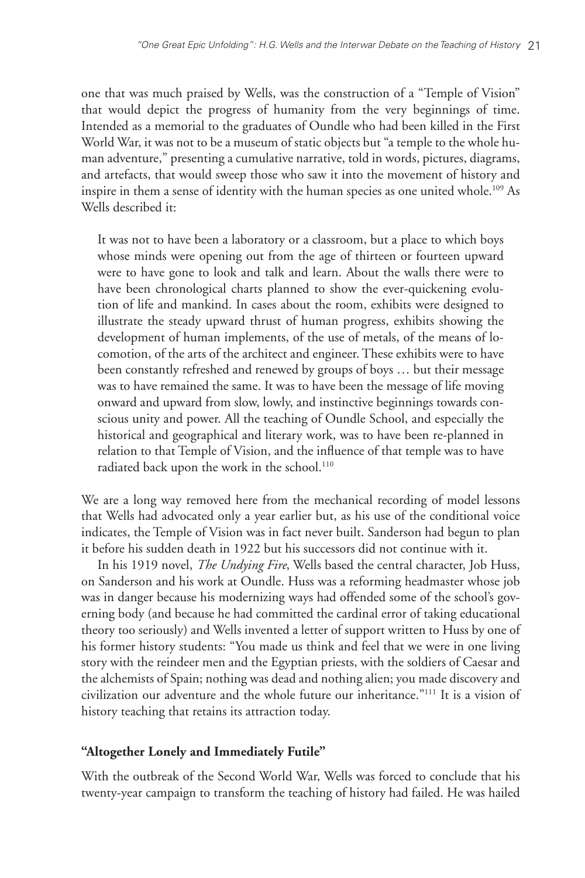one that was much praised by Wells, was the construction of a "Temple of Vision" that would depict the progress of humanity from the very beginnings of time. Intended as a memorial to the graduates of Oundle who had been killed in the First World War, it was not to be a museum of static objects but "a temple to the whole human adventure," presenting a cumulative narrative, told in words, pictures, diagrams, and artefacts, that would sweep those who saw it into the movement of history and inspire in them a sense of identity with the human species as one united whole.[109] As Wells described it:

> It was not to have been a laboratory or a classroom, but a place to which boys whose minds were opening out from the age of thirteen or fourteen upward were to have gone to look and talk and learn. About the walls there were to have been chronological charts planned to show the ever-quickening evolution of life and mankind. In cases about the room, exhibits were designed to illustrate the steady upward thrust of human progress, exhibits showing the development of human implements, of the use of metals, of the means of locomotion, of the arts of the architect and engineer. These exhibits were to have been constantly refreshed and renewed by groups of boys … but their message was to have remained the same. It was to have been the message of life moving onward and upward from slow, lowly, and instinctive beginnings towards conscious unity and power. All the teaching of Oundle School, and especially the historical and geographical and literary work, was to have been re-planned in relation to that Temple of Vision, and the influence of that temple was to have radiated back upon the work in the school.[110]

We are a long way removed here from the mechanical recording of model lessons that Wells had advocated only a year earlier but, as his use of the conditional voice indicates, the Temple of Vision was in fact never built. Sanderson had begun to plan it before his sudden death in 1922 but his successors did not continue with it.

In his 1919 novel, *The Undying Fire*, Wells based the central character, Job Huss, on Sanderson and his work at Oundle. Huss was a reforming headmaster whose job was in danger because his modernizing ways had offended some of the school's governing body (and because he had committed the cardinal error of taking educational theory too seriously) and Wells invented a letter of support written to Huss by one of his former history students: "You made us think and feel that we were in one living story with the reindeer men and the Egyptian priests, with the soldiers of Caesar and the alchemists of Spain; nothing was dead and nothing alien; you made discovery and civilization our adventure and the whole future our inheritance."[111] It is a vision of history teaching that retains its attraction today.

### "Altogether Lonely and Immediately Futile"

With the outbreak of the Second World War, Wells was forced to conclude that his twenty-year campaign to transform the teaching of history had failed. He was hailed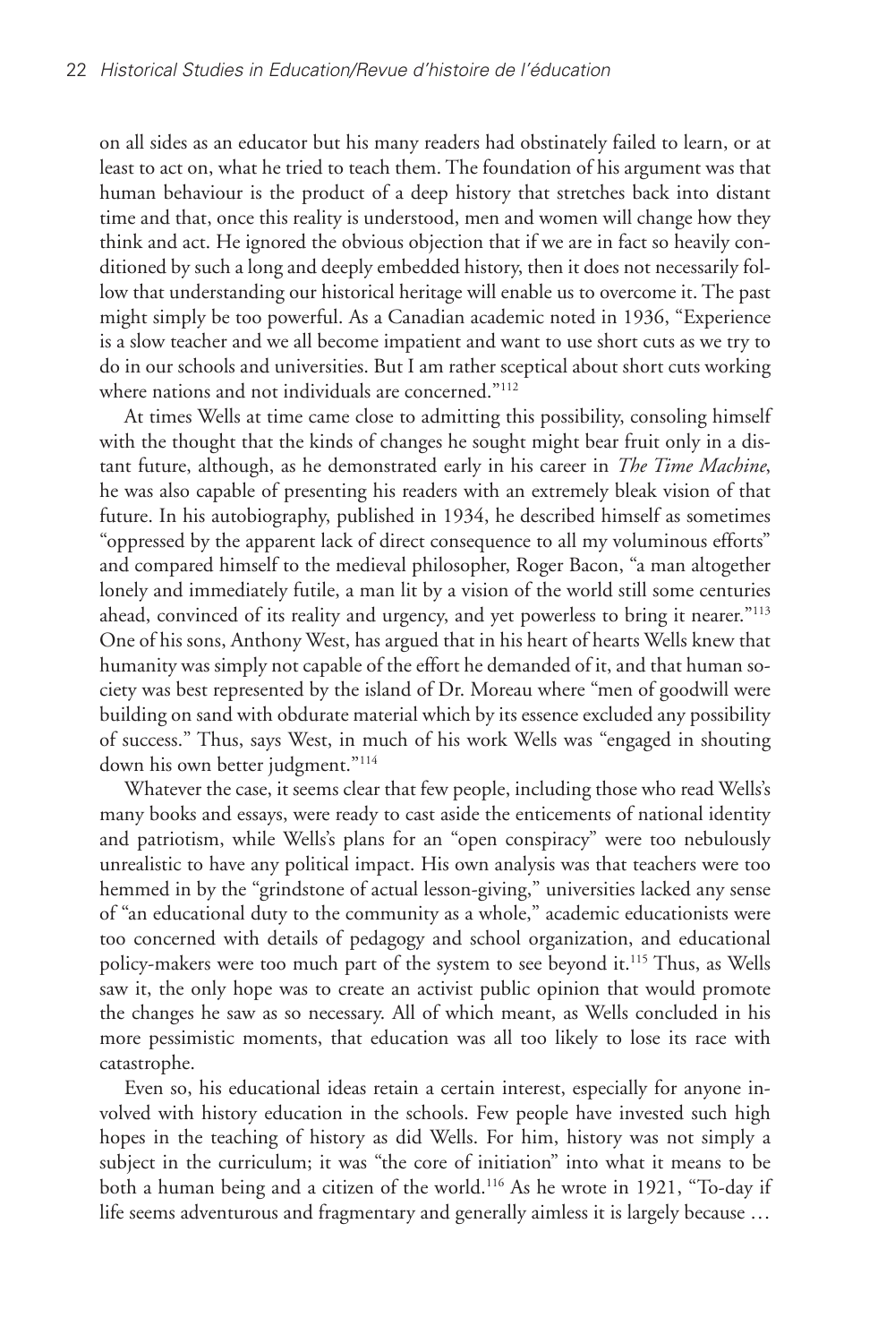on all sides as an educator but his many readers had obstinately failed to learn, or at least to act on, what he tried to teach them. The foundation of his argument was that human behaviour is the product of a deep history that stretches back into distant time and that, once this reality is understood, men and women will change how they think and act. He ignored the obvious objection that if we are in fact so heavily conditioned by such a long and deeply embedded history, then it does not necessarily follow that understanding our historical heritage will enable us to overcome it. The past might simply be too powerful. As a Canadian academic noted in 1936, "Experience is a slow teacher and we all become impatient and want to use short cuts as we try to do in our schools and universities. But I am rather sceptical about short cuts working where nations and not individuals are concerned."[112]

At times Wells at time came close to admitting this possibility, consoling himself with the thought that the kinds of changes he sought might bear fruit only in a distant future, although, as he demonstrated early in his career in *The Time Machine*, he was also capable of presenting his readers with an extremely bleak vision of that future. In his autobiography, published in 1934, he described himself as sometimes "oppressed by the apparent lack of direct consequence to all my voluminous efforts" and compared himself to the medieval philosopher, Roger Bacon, "a man altogether lonely and immediately futile, a man lit by a vision of the world still some centuries ahead, convinced of its reality and urgency, and yet powerless to bring it nearer."[113] One of his sons, Anthony West, has argued that in his heart of hearts Wells knew that humanity was simply not capable of the effort he demanded of it, and that human society was best represented by the island of Dr. Moreau where "men of goodwill were building on sand with obdurate material which by its essence excluded any possibility of success." Thus, says West, in much of his work Wells was "engaged in shouting down his own better judgment."[114]

Whatever the case, it seems clear that few people, including those who read Wells's many books and essays, were ready to cast aside the enticements of national identity and patriotism, while Wells's plans for an "open conspiracy" were too nebulously unrealistic to have any political impact. His own analysis was that teachers were too hemmed in by the "grindstone of actual lesson-giving," universities lacked any sense of "an educational duty to the community as a whole," academic educationists were too concerned with details of pedagogy and school organization, and educational policy-makers were too much part of the system to see beyond it.[115] Thus, as Wells saw it, the only hope was to create an activist public opinion that would promote the changes he saw as so necessary. All of which meant, as Wells concluded in his more pessimistic moments, that education was all too likely to lose its race with catastrophe.

Even so, his educational ideas retain a certain interest, especially for anyone involved with history education in the schools. Few people have invested such high hopes in the teaching of history as did Wells. For him, history was not simply a subject in the curriculum; it was "the core of initiation" into what it means to be both a human being and a citizen of the world.[116] As he wrote in 1921, "To-day if life seems adventurous and fragmentary and generally aimless it is largely because …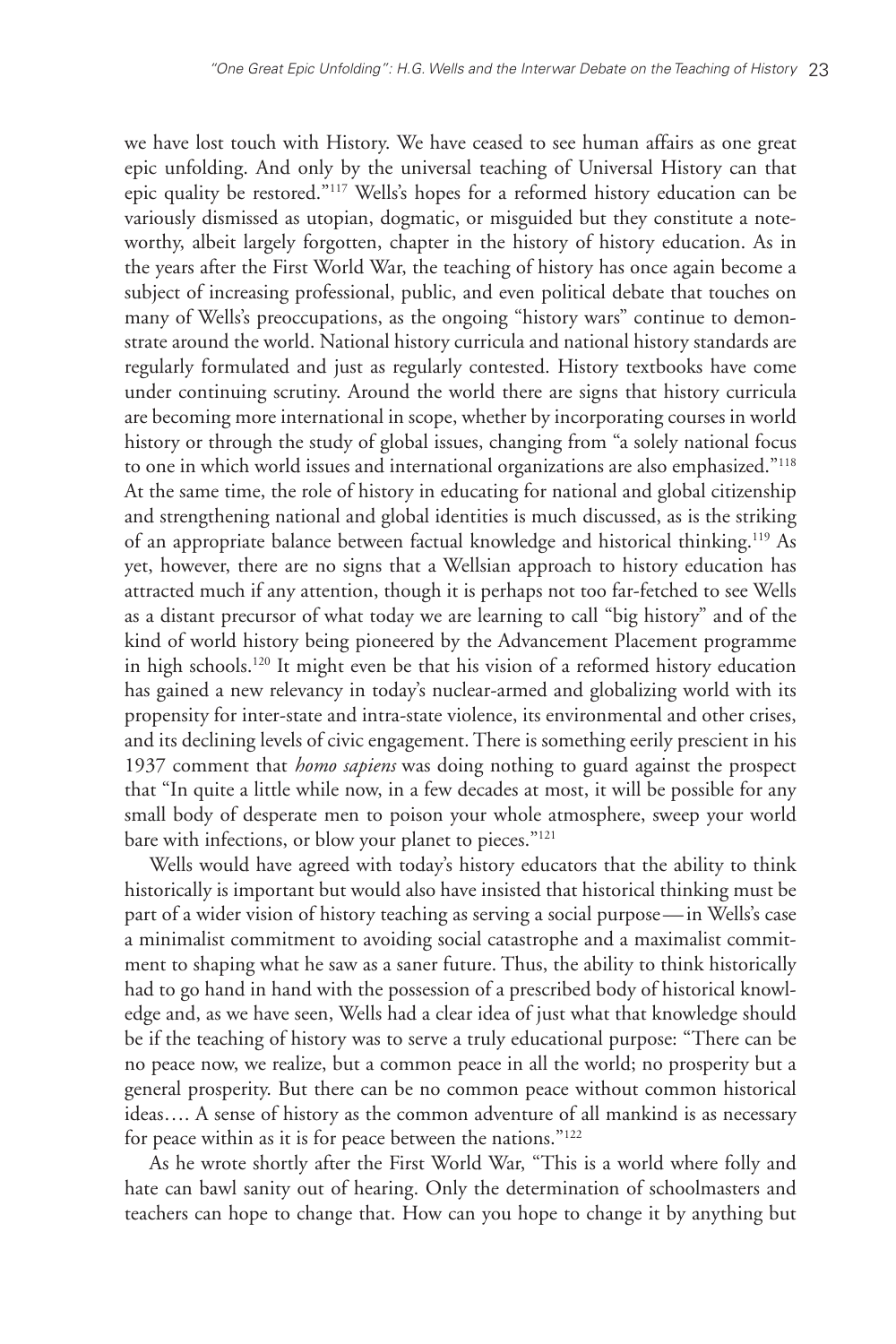we have lost touch with History. We have ceased to see human affairs as one great epic unfolding. And only by the universal teaching of Universal History can that epic quality be restored."[117] Wells's hopes for a reformed history education can be variously dismissed as utopian, dogmatic, or misguided but they constitute a noteworthy, albeit largely forgotten, chapter in the history of history education. As in the years after the First World War, the teaching of history has once again become a subject of increasing professional, public, and even political debate that touches on many of Wells's preoccupations, as the ongoing "history wars" continue to demonstrate around the world. National history curricula and national history standards are regularly formulated and just as regularly contested. History textbooks have come under continuing scrutiny. Around the world there are signs that history curricula are becoming more international in scope, whether by incorporating courses in world history or through the study of global issues, changing from "a solely national focus to one in which world issues and international organizations are also emphasized."[118] At the same time, the role of history in educating for national and global citizenship and strengthening national and global identities is much discussed, as is the striking of an appropriate balance between factual knowledge and historical thinking.[119] As yet, however, there are no signs that a Wellsian approach to history education has attracted much if any attention, though it is perhaps not too far-fetched to see Wells as a distant precursor of what today we are learning to call "big history" and of the kind of world history being pioneered by the Advancement Placement programme in high schools.[120] It might even be that his vision of a reformed history education has gained a new relevancy in today's nuclear-armed and globalizing world with its propensity for inter-state and intra-state violence, its environmental and other crises, and its declining levels of civic engagement. There is something eerily prescient in his 1937 comment that *homo sapiens* was doing nothing to guard against the prospect that "In quite a little while now, in a few decades at most, it will be possible for any small body of desperate men to poison your whole atmosphere, sweep your world bare with infections, or blow your planet to pieces."[121]

Wells would have agreed with today's history educators that the ability to think historically is important but would also have insisted that historical thinking must be part of a wider vision of history teaching as serving a social purpose — in Wells's case a minimalist commitment to avoiding social catastrophe and a maximalist commitment to shaping what he saw as a saner future. Thus, the ability to think historically had to go hand in hand with the possession of a prescribed body of historical knowledge and, as we have seen, Wells had a clear idea of just what that knowledge should be if the teaching of history was to serve a truly educational purpose: "There can be no peace now, we realize, but a common peace in all the world; no prosperity but a general prosperity. But there can be no common peace without common historical ideas…. A sense of history as the common adventure of all mankind is as necessary for peace within as it is for peace between the nations."[122]

As he wrote shortly after the First World War, "This is a world where folly and hate can bawl sanity out of hearing. Only the determination of schoolmasters and teachers can hope to change that. How can you hope to change it by anything but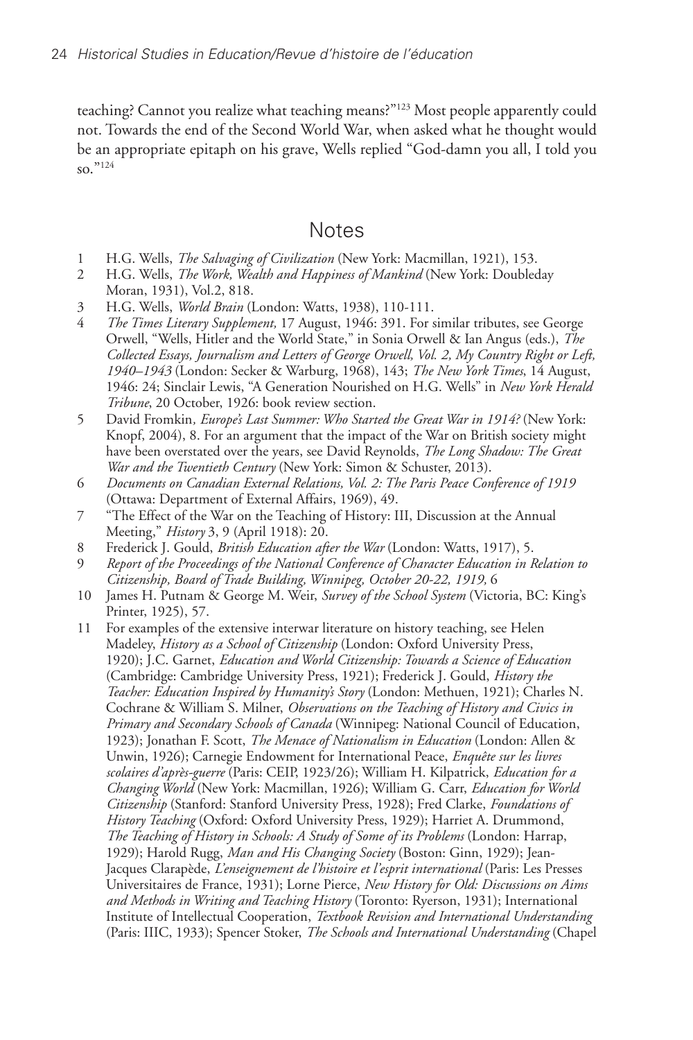teaching? Cannot you realize what teaching means?"[123] Most people apparently could not. Towards the end of the Second World War, when asked what he thought would be an appropriate epitaph on his grave, Wells replied "God-damn you all, I told you so."[124]

## Notes

1 H.G. Wells, *The Salvaging of Civilization* (New York: Macmillan, 1921), 153.

2 H.G. Wells, *The Work, Wealth and Happiness of Mankind* (New York: Doubleday Moran, 1931), Vol.2, 818.

3 H.G. Wells, *World Brain* (London: Watts, 1938), 110-111.

4 *The Times Literary Supplement,* 17 August, 1946: 391. For similar tributes, see George Orwell, "Wells, Hitler and the World State," in Sonia Orwell & Ian Angus (eds.), *The Collected Essays, Journalism and Letters of George Orwell, Vol. 2, My Country Right or Left, 1940–1943* (London: Secker & Warburg, 1968), 143; *The New York Times*, 14 August, 1946: 24; Sinclair Lewis, "A Generation Nourished on H.G. Wells" in *New York Herald Tribune*, 20 October, 1926: book review section.

5 David Fromkin*, Europe's Last Summer: Who Started the Great War in 1914?* (New York: Knopf, 2004), 8. For an argument that the impact of the War on British society might have been overstated over the years, see David Reynolds, *The Long Shadow: The Great War and the Twentieth Century* (New York: Simon & Schuster, 2013).

6 *Documents on Canadian External Relations, Vol. 2: The Paris Peace Conference of 1919* (Ottawa: Department of External Affairs, 1969), 49.

7 "The Effect of the War on the Teaching of History: III, Discussion at the Annual Meeting," *History* 3, 9 (April 1918): 20.

8 Frederick J. Gould, *British Education after the War* (London: Watts, 1917), 5.

9 *Report of the Proceedings of the National Conference of Character Education in Relation to Citizenship, Board of Trade Building, Winnipeg, October 20-22, 1919,* 6

10 James H. Putnam & George M. Weir, *Survey of the School System* (Victoria, BC: King's Printer, 1925), 57.

11 For examples of the extensive interwar literature on history teaching, see Helen Madeley, *History as a School of Citizenship* (London: Oxford University Press, 1920); J.C. Garnet, *Education and World Citizenship: Towards a Science of Education* (Cambridge: Cambridge University Press, 1921); Frederick J. Gould, *History the Teacher: Education Inspired by Humanity's Story* (London: Methuen, 1921); Charles N. Cochrane & William S. Milner, *Observations on the Teaching of History and Civics in Primary and Secondary Schools of Canada* (Winnipeg: National Council of Education, 1923); Jonathan F. Scott, *The Menace of Nationalism in Education* (London: Allen & Unwin, 1926); Carnegie Endowment for International Peace, *Enquête sur les livres scolaires d'après-guerre* (Paris: CEIP, 1923/26); William H. Kilpatrick, *Education for a Changing World* (New York: Macmillan, 1926); William G. Carr, *Education for World Citizenship* (Stanford: Stanford University Press, 1928); Fred Clarke, *Foundations of History Teaching* (Oxford: Oxford University Press, 1929); Harriet A. Drummond, *The Teaching of History in Schools: A Study of Some of its Problems* (London: Harrap, 1929); Harold Rugg, *Man and His Changing Society* (Boston: Ginn, 1929); Jean-Jacques Clarapède, *L'enseignement de l'histoire et l'esprit international* (Paris: Les Presses Universitaires de France, 1931); Lorne Pierce, *New History for Old: Discussions on Aims and Methods in Writing and Teaching History* (Toronto: Ryerson, 1931); International Institute of Intellectual Cooperation, *Textbook Revision and International Understanding* (Paris: IIIC, 1933); Spencer Stoker, *The Schools and International Understanding* (Chapel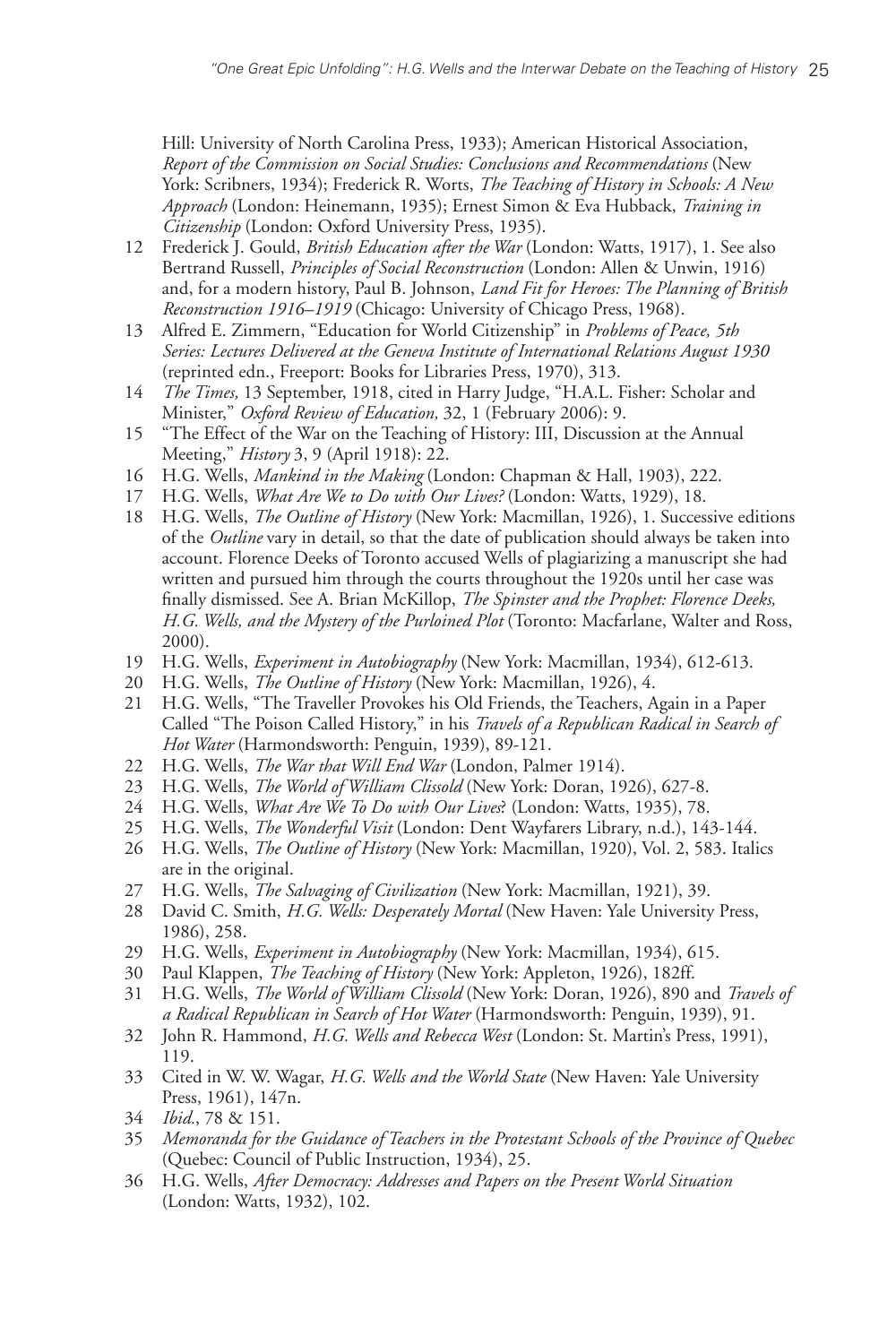Hill: University of North Carolina Press, 1933); American Historical Association, *Report of the Commission on Social Studies: Conclusions and Recommendations* (New York: Scribners, 1934); Frederick R. Worts, *The Teaching of History in Schools: A New Approach* (London: Heinemann, 1935); Ernest Simon & Eva Hubback, *Training in Citizenship* (London: Oxford University Press, 1935).

12 Frederick J. Gould, *British Education after the War* (London: Watts, 1917), 1. See also Bertrand Russell, *Principles of Social Reconstruction* (London: Allen & Unwin, 1916) and, for a modern history, Paul B. Johnson, *Land Fit for Heroes: The Planning of British Reconstruction 1916–1919* (Chicago: University of Chicago Press, 1968).

13 Alfred E. Zimmern, "Education for World Citizenship" in *Problems of Peace, 5th Series: Lectures Delivered at the Geneva Institute of International Relations August 1930* (reprinted edn., Freeport: Books for Libraries Press, 1970), 313.

14 *The Times,* 13 September, 1918, cited in Harry Judge, "H.A.L. Fisher: Scholar and Minister," *Oxford Review of Education,* 32, 1 (February 2006): 9.

15 "The Effect of the War on the Teaching of History: III, Discussion at the Annual Meeting," *History* 3, 9 (April 1918): 22.

16 H.G. Wells, *Mankind in the Making* (London: Chapman & Hall, 1903), 222.

17 H.G. Wells, *What Are We to Do with Our Lives?* (London: Watts, 1929), 18.

18 H.G. Wells, *The Outline of History* (New York: Macmillan, 1926), 1. Successive editions of the *Outline* vary in detail, so that the date of publication should always be taken into account. Florence Deeks of Toronto accused Wells of plagiarizing a manuscript she had written and pursued him through the courts throughout the 1920s until her case was finally dismissed. See A. Brian McKillop, *The Spinster and the Prophet: Florence Deeks, H.G. Wells, and the Mystery of the Purloined Plot* (Toronto: Macfarlane, Walter and Ross, 2000).

19 H.G. Wells, *Experiment in Autobiography* (New York: Macmillan, 1934), 612-613.

20 H.G. Wells, *The Outline of History* (New York: Macmillan, 1926), 4.

21 H.G. Wells, "The Traveller Provokes his Old Friends, the Teachers, Again in a Paper Called "The Poison Called History," in his *Travels of a Republican Radical in Search of Hot Water* (Harmondsworth: Penguin, 1939), 89-121.

22 H.G. Wells, *The War that Will End War* (London, Palmer 1914).

23 H.G. Wells, *The World of William Clissold* (New York: Doran, 1926), 627-8.

24 H.G. Wells, *What Are We To Do with Our Lives*? (London: Watts, 1935), 78.

25 H.G. Wells, *The Wonderful Visit* (London: Dent Wayfarers Library, n.d.), 143-144.

26 H.G. Wells, *The Outline of History* (New York: Macmillan, 1920), Vol. 2, 583. Italics are in the original.

27 H.G. Wells, *The Salvaging of Civilization* (New York: Macmillan, 1921), 39.

28 David C. Smith, *H.G. Wells: Desperately Mortal* (New Haven: Yale University Press, 1986), 258.

29 H.G. Wells, *Experiment in Autobiography* (New York: Macmillan, 1934), 615.

30 Paul Klappen, *The Teaching of History* (New York: Appleton, 1926), 182ff.

31 H.G. Wells, *The World of William Clissold* (New York: Doran, 1926), 890 and *Travels of a Radical Republican in Search of Hot Water* (Harmondsworth: Penguin, 1939), 91.

32 John R. Hammond, *H.G. Wells and Rebecca West* (London: St. Martin's Press, 1991), 119.

33 Cited in W. W. Wagar, *H.G. Wells and the World State* (New Haven: Yale University Press, 1961), 147n.

34 *Ibid*., 78 & 151.

35 *Memoranda for the Guidance of Teachers in the Protestant Schools of the Province of Quebec* (Quebec: Council of Public Instruction, 1934), 25.

36 H.G. Wells, *After Democracy: Addresses and Papers on the Present World Situation* (London: Watts, 1932), 102.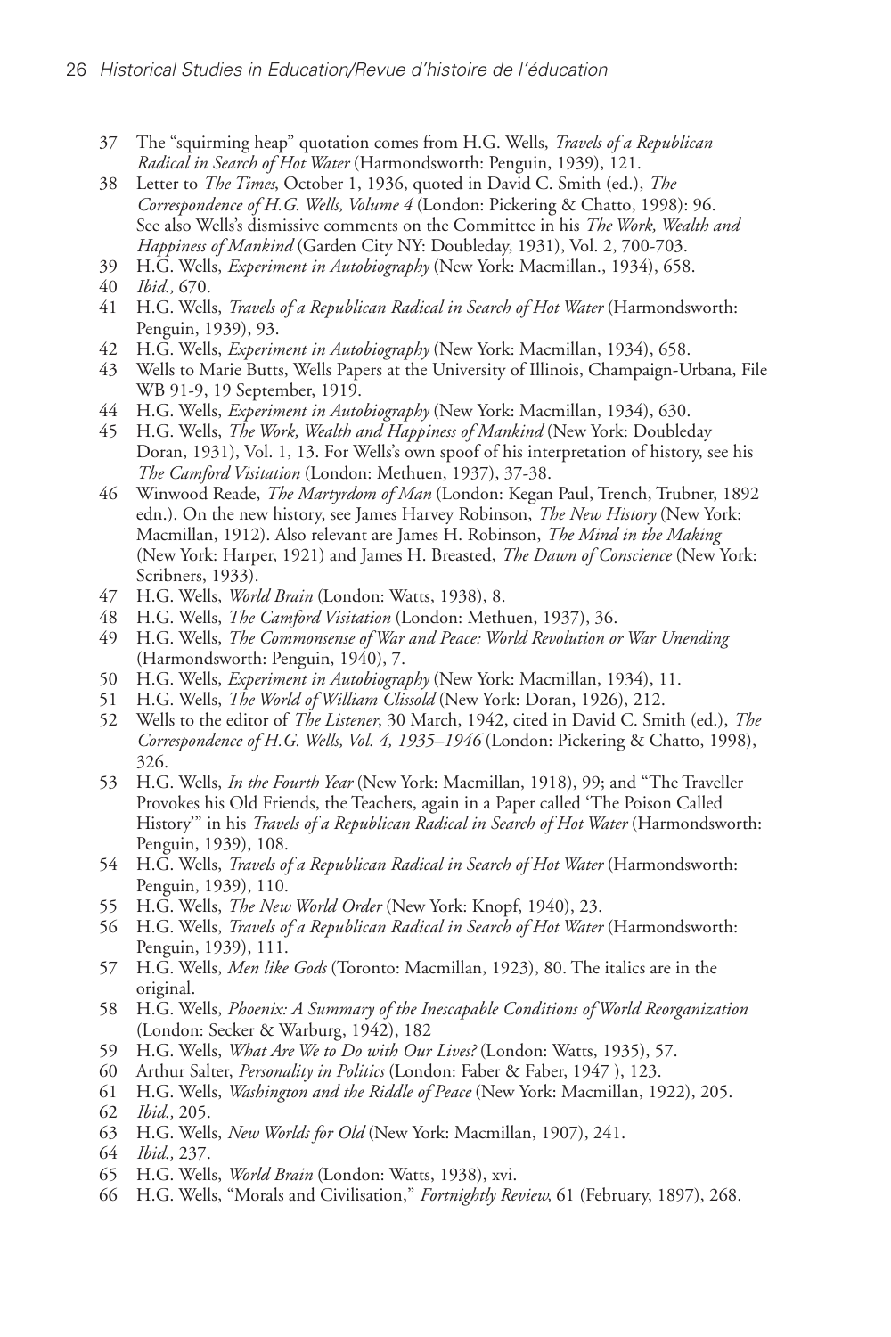37 The "squirming heap" quotation comes from H.G. Wells, *Travels of a Republican Radical in Search of Hot Water* (Harmondsworth: Penguin, 1939), 121.

38 Letter to *The Times*, October 1, 1936, quoted in David C. Smith (ed.), *The Correspondence of H.G. Wells, Volume 4* (London: Pickering & Chatto, 1998): 96. See also Wells's dismissive comments on the Committee in his *The Work, Wealth and Happiness of Mankind* (Garden City NY: Doubleday, 1931), Vol. 2, 700-703.

39 H.G. Wells, *Experiment in Autobiography* (New York: Macmillan., 1934), 658.

40 *Ibid.,* 670.

41 H.G. Wells, *Travels of a Republican Radical in Search of Hot Water* (Harmondsworth: Penguin, 1939), 93.

42 H.G. Wells, *Experiment in Autobiography* (New York: Macmillan, 1934), 658.

43 Wells to Marie Butts, Wells Papers at the University of Illinois, Champaign-Urbana, File WB 91-9, 19 September, 1919.

44 H.G. Wells, *Experiment in Autobiography* (New York: Macmillan, 1934), 630.

45 H.G. Wells, *The Work, Wealth and Happiness of Mankind* (New York: Doubleday Doran, 1931), Vol. 1, 13. For Wells's own spoof of his interpretation of history, see his *The Camford Visitation* (London: Methuen, 1937), 37-38.

46 Winwood Reade, *The Martyrdom of Man* (London: Kegan Paul, Trench, Trubner, 1892 edn.). On the new history, see James Harvey Robinson, *The New History* (New York: Macmillan, 1912). Also relevant are James H. Robinson, *The Mind in the Making* (New York: Harper, 1921) and James H. Breasted, *The Dawn of Conscience* (New York: Scribners, 1933).

47 H.G. Wells, *World Brain* (London: Watts, 1938), 8.

48 H.G. Wells, *The Camford Visitation* (London: Methuen, 1937), 36.

49 H.G. Wells, *The Commonsense of War and Peace: World Revolution or War Unending* (Harmondsworth: Penguin, 1940), 7.

50 H.G. Wells, *Experiment in Autobiography* (New York: Macmillan, 1934), 11.

51 H.G. Wells, *The World of William Clissold* (New York: Doran, 1926), 212.

52 Wells to the editor of *The Listener*, 30 March, 1942, cited in David C. Smith (ed.), *The Correspondence of H.G. Wells, Vol. 4, 1935–1946* (London: Pickering & Chatto, 1998), 326.

53 H.G. Wells, *In the Fourth Year* (New York: Macmillan, 1918), 99; and "The Traveller Provokes his Old Friends, the Teachers, again in a Paper called 'The Poison Called History'" in his *Travels of a Republican Radical in Search of Hot Water* (Harmondsworth: Penguin, 1939), 108.

54 H.G. Wells, *Travels of a Republican Radical in Search of Hot Water* (Harmondsworth: Penguin, 1939), 110.

55 H.G. Wells, *The New World Order* (New York: Knopf, 1940), 23.

56 H.G. Wells, *Travels of a Republican Radical in Search of Hot Water* (Harmondsworth: Penguin, 1939), 111.

57 H.G. Wells, *Men like Gods* (Toronto: Macmillan, 1923), 80. The italics are in the original.

58 H.G. Wells, *Phoenix: A Summary of the Inescapable Conditions of World Reorganization* (London: Secker & Warburg, 1942), 182

59 H.G. Wells, *What Are We to Do with Our Lives?* (London: Watts, 1935), 57.

60 Arthur Salter, *Personality in Politics* (London: Faber & Faber, 1947 ), 123.

61 H.G. Wells, *Washington and the Riddle of Peace* (New York: Macmillan, 1922), 205.

62 *Ibid.,* 205.

63 H.G. Wells, *New Worlds for Old* (New York: Macmillan, 1907), 241.

64 *Ibid.,* 237.

65 H.G. Wells, *World Brain* (London: Watts, 1938), xvi.

66 H.G. Wells, "Morals and Civilisation," *Fortnightly Review,* 61 (February, 1897), 268.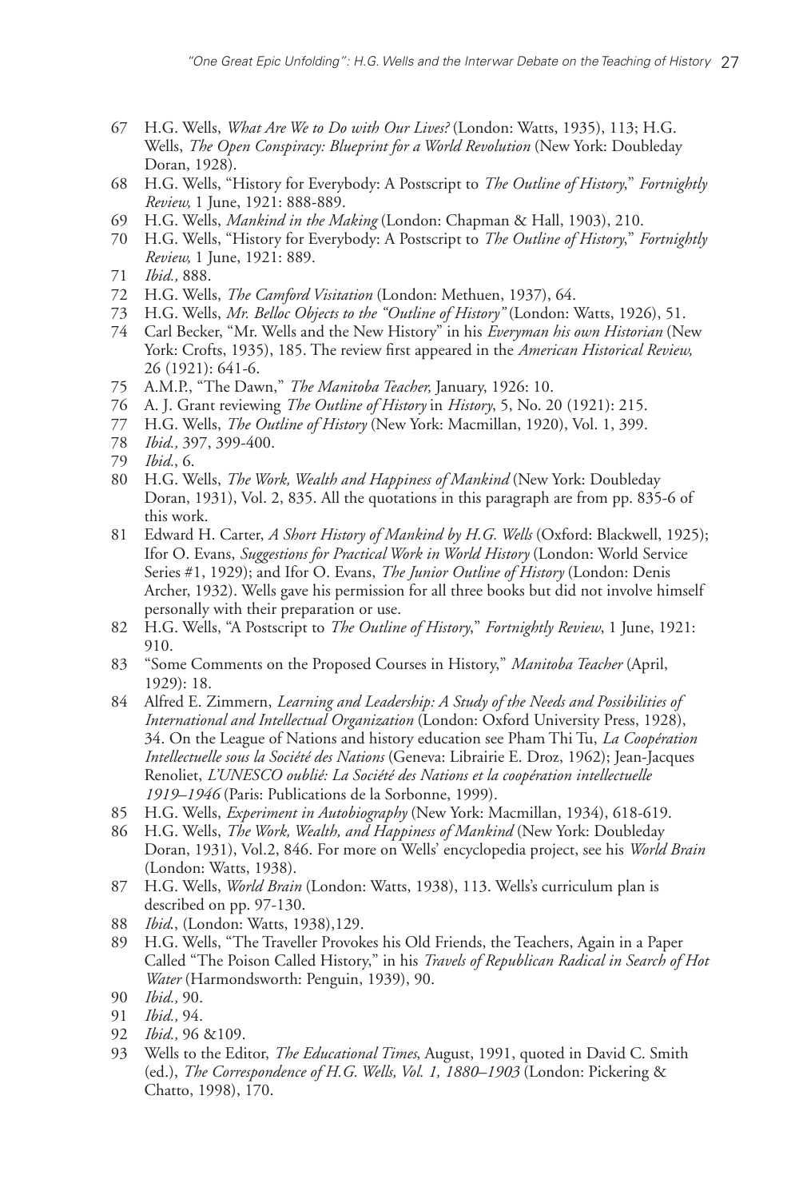67 H.G. Wells, *What Are We to Do with Our Lives?* (London: Watts, 1935), 113; H.G. Wells, *The Open Conspiracy: Blueprint for a World Revolution* (New York: Doubleday Doran, 1928).

68 H.G. Wells, "History for Everybody: A Postscript to *The Outline of History*," *Fortnightly Review,* 1 June, 1921: 888-889.

69 H.G. Wells, *Mankind in the Making* (London: Chapman & Hall, 1903), 210.

70 H.G. Wells, "History for Everybody: A Postscript to *The Outline of History*," *Fortnightly Review,* 1 June, 1921: 889.

71 *Ibid.,* 888.

72 H.G. Wells, *The Camford Visitation* (London: Methuen, 1937), 64.

73 H.G. Wells, *Mr. Belloc Objects to the "Outline of History"* (London: Watts, 1926), 51.

74 Carl Becker, "Mr. Wells and the New History" in his *Everyman his own Historian* (New York: Crofts, 1935), 185. The review first appeared in the *American Historical Review,* 26 (1921): 641-6.

75 A.M.P., "The Dawn," *The Manitoba Teacher,* January, 1926: 10.

76 A. J. Grant reviewing *The Outline of History* in *History*, 5, No. 20 (1921): 215.

77 H.G. Wells, *The Outline of History* (New York: Macmillan, 1920), Vol. 1, 399.

78 *Ibid.,* 397, 399-400.

79 *Ibid.*, 6.

80 H.G. Wells, *The Work, Wealth and Happiness of Mankind* (New York: Doubleday Doran, 1931), Vol. 2, 835. All the quotations in this paragraph are from pp. 835-6 of this work.

81 Edward H. Carter, *A Short History of Mankind by H.G. Wells* (Oxford: Blackwell, 1925); Ifor O. Evans, *Suggestions for Practical Work in World History* (London: World Service Series #1, 1929); and Ifor O. Evans, *The Junior Outline of History* (London: Denis Archer, 1932). Wells gave his permission for all three books but did not involve himself personally with their preparation or use.

82 H.G. Wells, "A Postscript to *The Outline of History*," *Fortnightly Review*, 1 June, 1921: 910.

83 "Some Comments on the Proposed Courses in History," *Manitoba Teacher* (April, 1929): 18.

84 Alfred E. Zimmern, *Learning and Leadership: A Study of the Needs and Possibilities of International and Intellectual Organization* (London: Oxford University Press, 1928), 34. On the League of Nations and history education see Pham Thi Tu, *La Coopération Intellectuelle sous la Société des Nations* (Geneva: Librairie E. Droz, 1962); Jean-Jacques Renoliet, *L'UNESCO oublié: La Société des Nations et la coopération intellectuelle 1919–1946* (Paris: Publications de la Sorbonne, 1999).

85 H.G. Wells, *Experiment in Autobiography* (New York: Macmillan, 1934), 618-619.

86 H.G. Wells, *The Work, Wealth, and Happiness of Mankind* (New York: Doubleday Doran, 1931), Vol.2, 846. For more on Wells' encyclopedia project, see his *World Brain* (London: Watts, 1938).

87 H.G. Wells, *World Brain* (London: Watts, 1938), 113. Wells's curriculum plan is described on pp. 97-130.

88 *Ibid.*, (London: Watts, 1938),129.

89 H.G. Wells, "The Traveller Provokes his Old Friends, the Teachers, Again in a Paper Called "The Poison Called History," in his *Travels of Republican Radical in Search of Hot Water* (Harmondsworth: Penguin, 1939), 90.

90 *Ibid.,* 90.

91 *Ibid.,* 94.

92 *Ibid.,* 96 &109.

93 Wells to the Editor, *The Educational Times*, August, 1991, quoted in David C. Smith (ed.), *The Correspondence of H.G. Wells, Vol. 1, 1880–1903* (London: Pickering & Chatto, 1998), 170.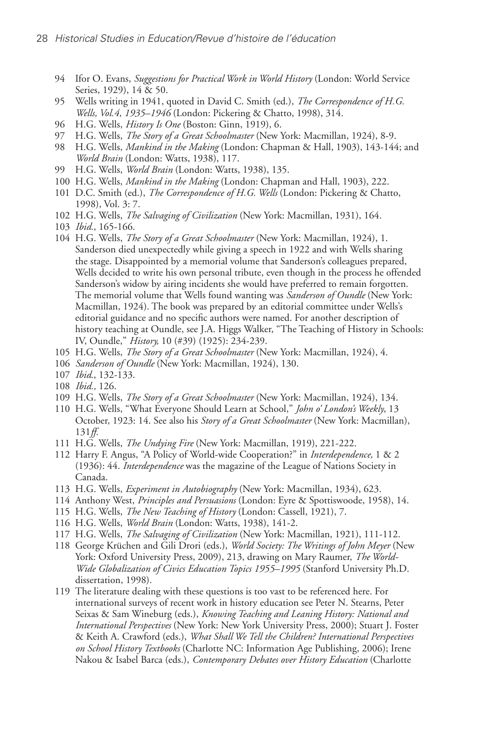94 Ifor O. Evans, *Suggestions for Practical Work in World History* (London: World Service Series, 1929), 14 & 50.

95 Wells writing in 1941, quoted in David C. Smith (ed.), *The Correspondence of H.G. Wells, Vol.4, 1935–1946* (London: Pickering & Chatto, 1998), 314.

96 H.G. Wells, *History Is One* (Boston: Ginn, 1919), 6.

97 H.G. Wells, *The Story of a Great Schoolmaster* (New York: Macmillan, 1924), 8-9.

98 H.G. Wells, *Mankind in the Making* (London: Chapman & Hall, 1903), 143-144; and *World Brain* (London: Watts, 1938), 117.

99 H.G. Wells, *World Brain* (London: Watts, 1938), 135.

100 H.G. Wells, *Mankind in the Making* (London: Chapman and Hall, 1903), 222.

101 D.C. Smith (ed.), *The Correspondence of H.G. Wells* (London: Pickering & Chatto, 1998), Vol. 3: 7.

102 H.G. Wells, *The Salvaging of Civilization* (New York: Macmillan, 1931), 164.

103 *Ibid.*, 165-166.

104 H.G. Wells, *The Story of a Great Schoolmaster* (New York: Macmillan, 1924), 1. Sanderson died unexpectedly while giving a speech in 1922 and with Wells sharing the stage. Disappointed by a memorial volume that Sanderson's colleagues prepared, Wells decided to write his own personal tribute, even though in the process he offended Sanderson's widow by airing incidents she would have preferred to remain forgotten. The memorial volume that Wells found wanting was *Sanderson of Oundle* (New York: Macmillan, 1924). The book was prepared by an editorial committee under Wells's editorial guidance and no specific authors were named. For another description of history teaching at Oundle, see J.A. Higgs Walker, "The Teaching of History in Schools: IV, Oundle," *History,* 10 (#39) (1925): 234-239.

105 H.G. Wells, *The Story of a Great Schoolmaster* (New York: Macmillan, 1924), 4.

106 *Sanderson of Oundle* (New York: Macmillan, 1924), 130.

107 *Ibid.*, 132-133.

108 *Ibid.,* 126.

109 H.G. Wells, *The Story of a Great Schoolmaster* (New York: Macmillan, 1924), 134.

110 H.G. Wells, "What Everyone Should Learn at School," *John o' London's Weekly*, 13 October, 1923: 14. See also his *Story of a Great Schoolmaster* (New York: Macmillan), 131*ff.*

111 H.G. Wells, *The Undying Fire* (New York: Macmillan, 1919), 221-222.

112 Harry F. Angus, "A Policy of World-wide Cooperation?" in *Interdependence,* 1 & 2 (1936): 44. *Interdependence* was the magazine of the League of Nations Society in Canada.

113 H.G. Wells, *Experiment in Autobiography* (New York: Macmillan, 1934), 623.

114 Anthony West, *Principles and Persuasions* (London: Eyre & Spottiswoode, 1958), 14.

115 H.G. Wells, *The New Teaching of History* (London: Cassell, 1921), 7.

116 H.G. Wells, *World Brain* (London: Watts, 1938), 141-2.

117 H.G. Wells, *The Salvaging of Civilization* (New York: Macmillan, 1921), 111-112.

118 George Krüchen and Gili Drori (eds.), *World Society: The Writings of John Meyer* (New York: Oxford University Press, 2009), 213, drawing on Mary Raumer, *The World-Wide Globalization of Civics Education Topics 1955–1995* (Stanford University Ph.D. dissertation, 1998).

119 The literature dealing with these questions is too vast to be referenced here. For international surveys of recent work in history education see Peter N. Stearns, Peter Seixas & Sam Wineburg (eds.), *Knowing Teaching and Leaning History: National and International Perspectives* (New York: New York University Press, 2000); Stuart J. Foster & Keith A. Crawford (eds.), *What Shall We Tell the Children? International Perspectives on School History Textbooks* (Charlotte NC: Information Age Publishing, 2006); Irene Nakou & Isabel Barca (eds.), *Contemporary Debates over History Education* (Charlotte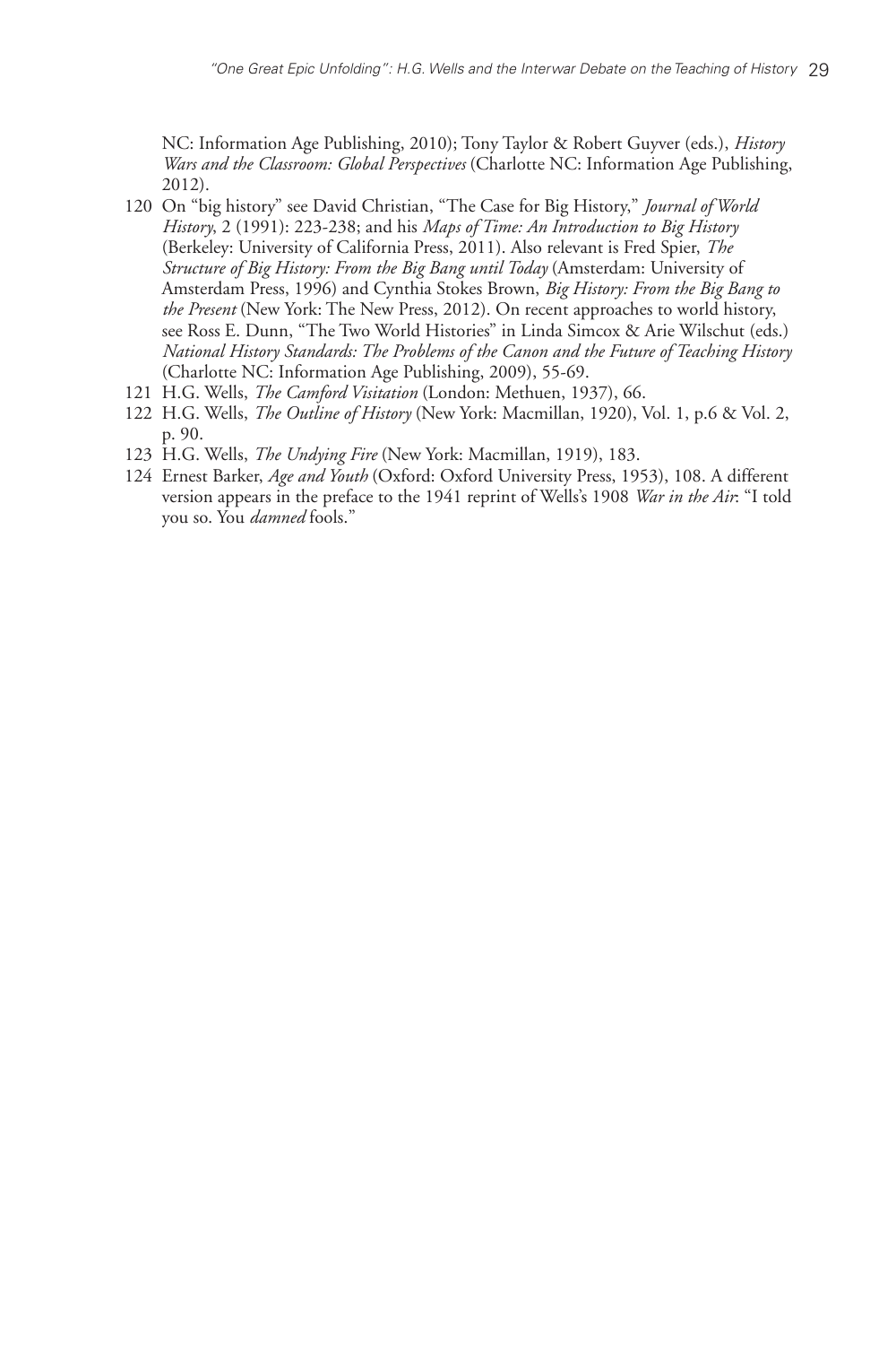NC: Information Age Publishing, 2010); Tony Taylor & Robert Guyver (eds.), *History Wars and the Classroom: Global Perspectives* (Charlotte NC: Information Age Publishing, 2012).

120 On "big history" see David Christian, "The Case for Big History," *Journal of World History*, 2 (1991): 223-238; and his *Maps of Time: An Introduction to Big History* (Berkeley: University of California Press, 2011). Also relevant is Fred Spier, *The Structure of Big History: From the Big Bang until Today* (Amsterdam: University of Amsterdam Press, 1996) and Cynthia Stokes Brown, *Big History: From the Big Bang to the Present* (New York: The New Press, 2012). On recent approaches to world history, see Ross E. Dunn, "The Two World Histories" in Linda Simcox & Arie Wilschut (eds.) *National History Standards: The Problems of the Canon and the Future of Teaching History* (Charlotte NC: Information Age Publishing, 2009), 55-69.

121 H.G. Wells, *The Camford Visitation* (London: Methuen, 1937), 66.

122 H.G. Wells, *The Outline of History* (New York: Macmillan, 1920), Vol. 1, p.6 & Vol. 2, p. 90.

123 H.G. Wells, *The Undying Fire* (New York: Macmillan, 1919), 183.

124 Ernest Barker, *Age and Youth* (Oxford: Oxford University Press, 1953), 108. A different version appears in the preface to the 1941 reprint of Wells's 1908 *War in the Air*: "I told you so. You *damned* fools."